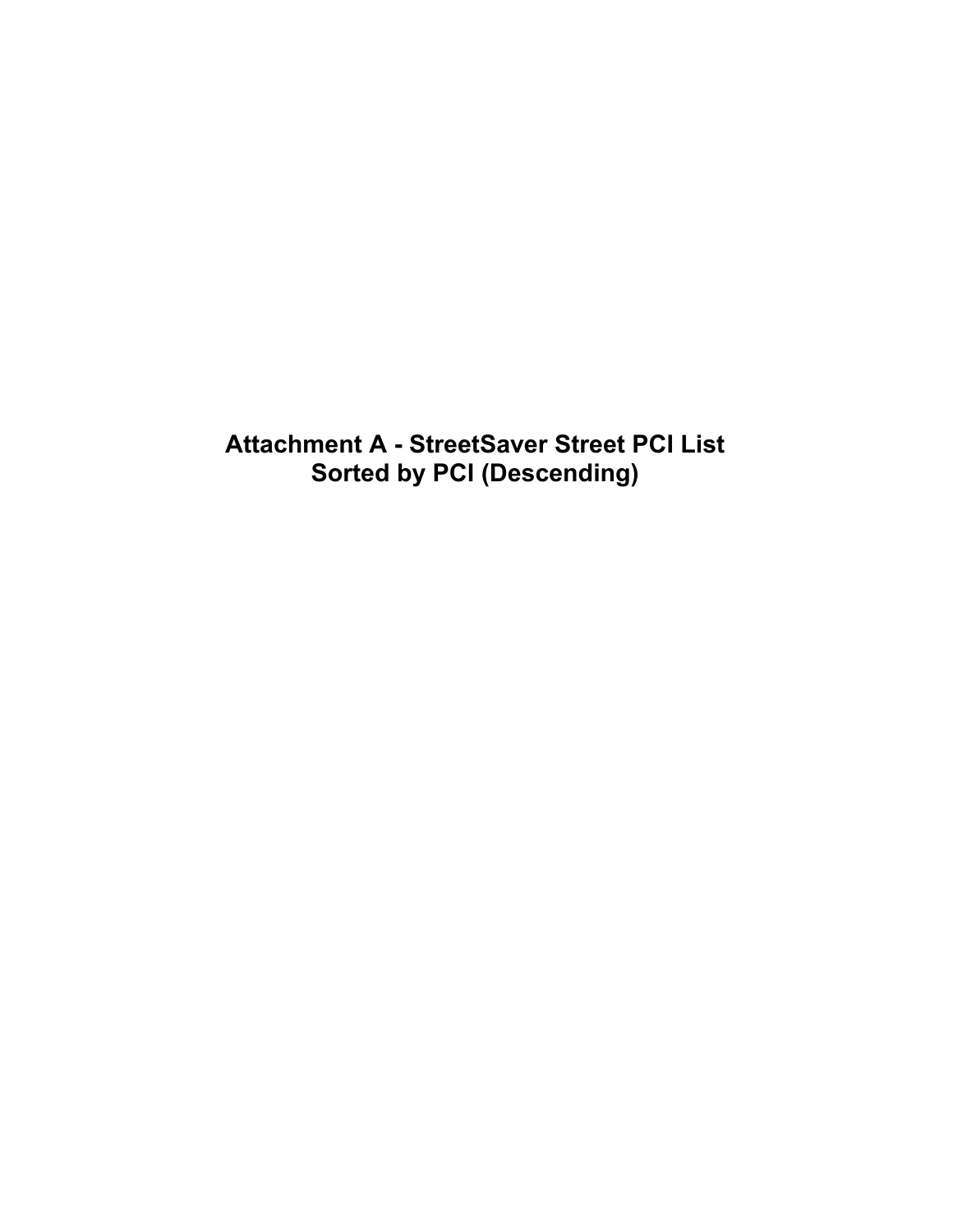# Attachment A - StreetSaver Street PCI List
## Sorted by PCI (Descending)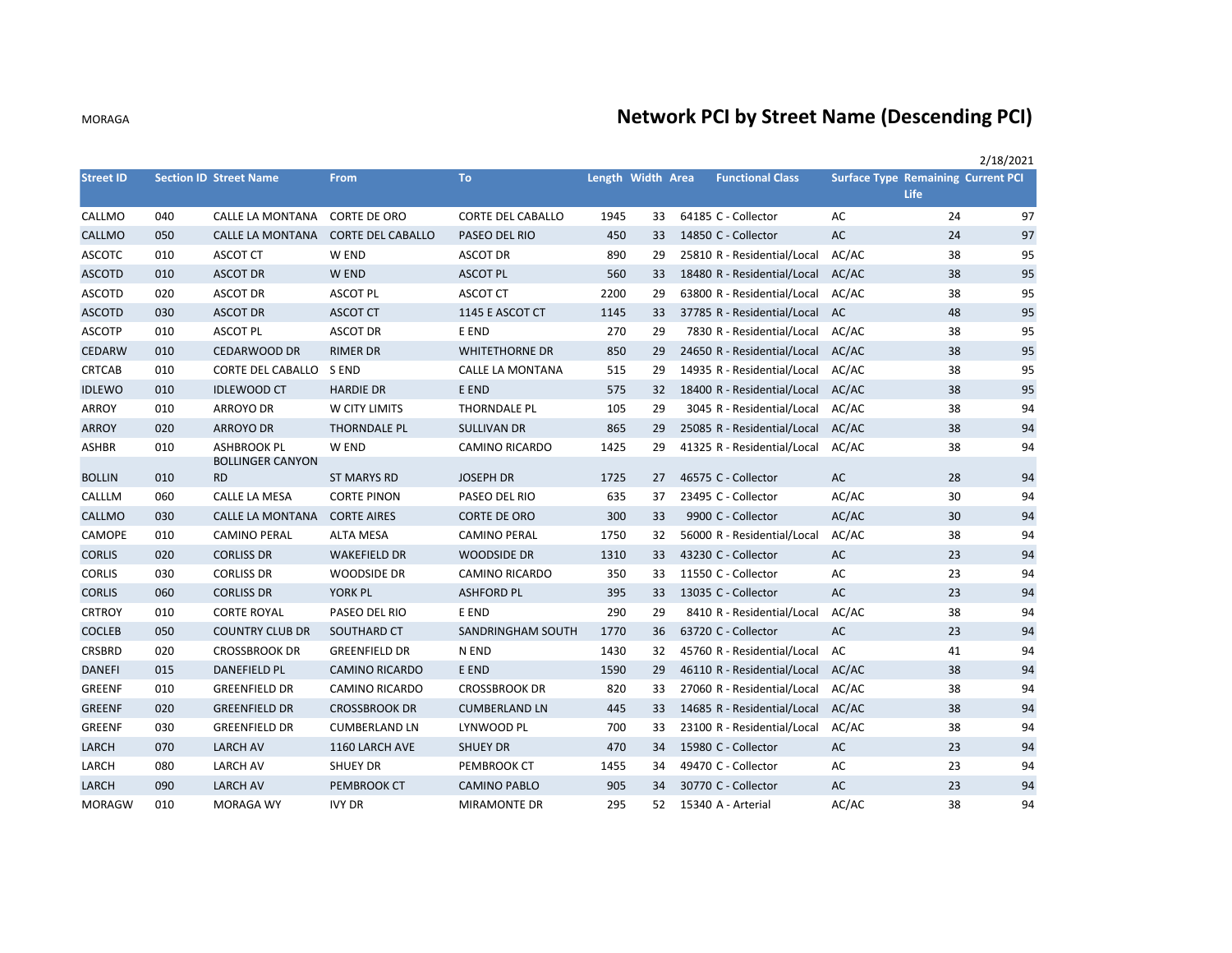MORAGA

# Network PCI by Street Name (Descending PCI)

2/18/2021

| Street ID | Section ID | Street Name | From | To | Length | Width | Area | Functional Class | Surface Type | Remaining Life | Current PCI |
|---|---|---|---|---|---|---|---|---|---|---|---|
| CALLMO | 040 | CALLE LA MONTANA | CORTE DE ORO | CORTE DEL CABALLO | 1945 | 33 | 64185 | C - Collector | AC | 24 | 97 |
| CALLMO | 050 | CALLE LA MONTANA | CORTE DEL CABALLO | PASEO DEL RIO | 450 | 33 | 14850 | C - Collector | AC | 24 | 97 |
| ASCOTC | 010 | ASCOT CT | W END | ASCOT DR | 890 | 29 | 25810 | R - Residential/Local | AC/AC | 38 | 95 |
| ASCOTD | 010 | ASCOT DR | W END | ASCOT PL | 560 | 33 | 18480 | R - Residential/Local | AC/AC | 38 | 95 |
| ASCOTD | 020 | ASCOT DR | ASCOT PL | ASCOT CT | 2200 | 29 | 63800 | R - Residential/Local | AC/AC | 38 | 95 |
| ASCOTD | 030 | ASCOT DR | ASCOT CT | 1145 E ASCOT CT | 1145 | 33 | 37785 | R - Residential/Local | AC | 48 | 95 |
| ASCOTP | 010 | ASCOT PL | ASCOT DR | E END | 270 | 29 | 7830 | R - Residential/Local | AC/AC | 38 | 95 |
| CEDARW | 010 | CEDARWOOD DR | RIMER DR | WHITETHORNE DR | 850 | 29 | 24650 | R - Residential/Local | AC/AC | 38 | 95 |
| CRTCAB | 010 | CORTE DEL CABALLO | S END | CALLE LA MONTANA | 515 | 29 | 14935 | R - Residential/Local | AC/AC | 38 | 95 |
| IDLEWO | 010 | IDLEWOOD CT | HARDIE DR | E END | 575 | 32 | 18400 | R - Residential/Local | AC/AC | 38 | 95 |
| ARROY | 010 | ARROYO DR | W CITY LIMITS | THORNDALE PL | 105 | 29 | 3045 | R - Residential/Local | AC/AC | 38 | 94 |
| ARROY | 020 | ARROYO DR | THORNDALE PL | SULLIVAN DR | 865 | 29 | 25085 | R - Residential/Local | AC/AC | 38 | 94 |
| ASHBR | 010 | ASHBROOK PL | W END | CAMINO RICARDO | 1425 | 29 | 41325 | R - Residential/Local | AC/AC | 38 | 94 |
| BOLLIN | 010 | BOLLINGER CANYON RD | ST MARYS RD | JOSEPH DR | 1725 | 27 | 46575 | C - Collector | AC | 28 | 94 |
| CALLLM | 060 | CALLE LA MESA | CORTE PINON | PASEO DEL RIO | 635 | 37 | 23495 | C - Collector | AC/AC | 30 | 94 |
| CALLMO | 030 | CALLE LA MONTANA | CORTE AIRES | CORTE DE ORO | 300 | 33 | 9900 | C - Collector | AC/AC | 30 | 94 |
| CAMOPE | 010 | CAMINO PERAL | ALTA MESA | CAMINO PERAL | 1750 | 32 | 56000 | R - Residential/Local | AC/AC | 38 | 94 |
| CORLIS | 020 | CORLISS DR | WAKEFIELD DR | WOODSIDE DR | 1310 | 33 | 43230 | C - Collector | AC | 23 | 94 |
| CORLIS | 030 | CORLISS DR | WOODSIDE DR | CAMINO RICARDO | 350 | 33 | 11550 | C - Collector | AC | 23 | 94 |
| CORLIS | 060 | CORLISS DR | YORK PL | ASHFORD PL | 395 | 33 | 13035 | C - Collector | AC | 23 | 94 |
| CRTROY | 010 | CORTE ROYAL | PASEO DEL RIO | E END | 290 | 29 | 8410 | R - Residential/Local | AC/AC | 38 | 94 |
| COCLEB | 050 | COUNTRY CLUB DR | SOUTHARD CT | SANDRINGHAM SOUTH | 1770 | 36 | 63720 | C - Collector | AC | 23 | 94 |
| CRSBRD | 020 | CROSSBROOK DR | GREENFIELD DR | N END | 1430 | 32 | 45760 | R - Residential/Local | AC | 41 | 94 |
| DANEFI | 015 | DANEFIELD PL | CAMINO RICARDO | E END | 1590 | 29 | 46110 | R - Residential/Local | AC/AC | 38 | 94 |
| GREENF | 010 | GREENFIELD DR | CAMINO RICARDO | CROSSBROOK DR | 820 | 33 | 27060 | R - Residential/Local | AC/AC | 38 | 94 |
| GREENF | 020 | GREENFIELD DR | CROSSBROOK DR | CUMBERLAND LN | 445 | 33 | 14685 | R - Residential/Local | AC/AC | 38 | 94 |
| GREENF | 030 | GREENFIELD DR | CUMBERLAND LN | LYNWOOD PL | 700 | 33 | 23100 | R - Residential/Local | AC/AC | 38 | 94 |
| LARCH | 070 | LARCH AV | 1160 LARCH AVE | SHUEY DR | 470 | 34 | 15980 | C - Collector | AC | 23 | 94 |
| LARCH | 080 | LARCH AV | SHUEY DR | PEMBROOK CT | 1455 | 34 | 49470 | C - Collector | AC | 23 | 94 |
| LARCH | 090 | LARCH AV | PEMBROOK CT | CAMINO PABLO | 905 | 34 | 30770 | C - Collector | AC | 23 | 94 |
| MORAGW | 010 | MORAGA WY | IVY DR | MIRAMONTE DR | 295 | 52 | 15340 | A - Arterial | AC/AC | 38 | 94 |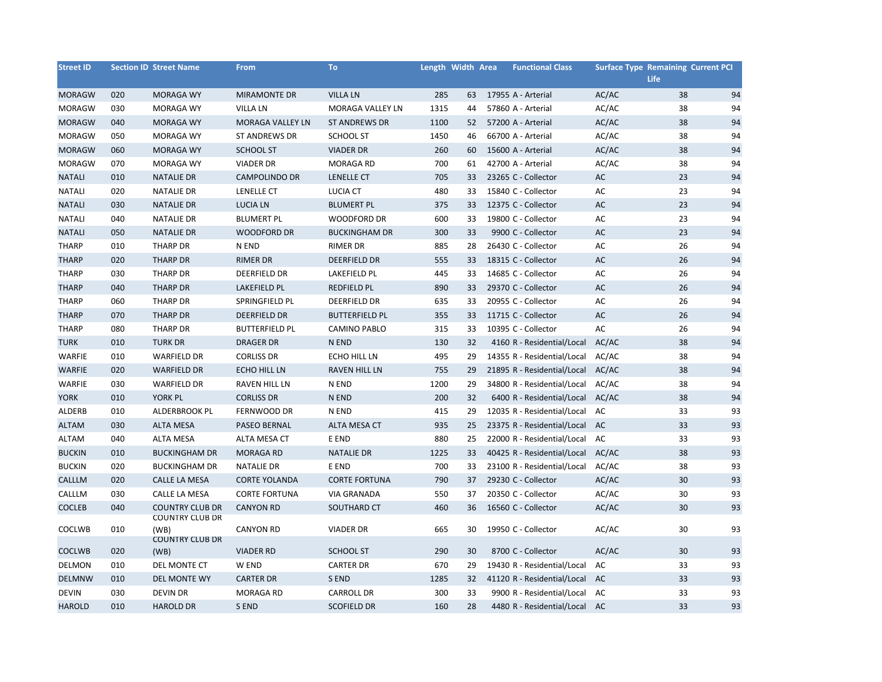| Street ID | Section ID | Street Name | From | To | Length | Width | Area | Functional Class | Surface Type | Remaining Life | Current PCI |
|---|---|---|---|---|---|---|---|---|---|---|---|
| MORAGW | 020 | MORAGA WY | MIRAMONTE DR | VILLA LN | 285 | 63 | 17955 | A - Arterial | AC/AC | 38 | 94 |
| MORAGW | 030 | MORAGA WY | VILLA LN | MORAGA VALLEY LN | 1315 | 44 | 57860 | A - Arterial | AC/AC | 38 | 94 |
| MORAGW | 040 | MORAGA WY | MORAGA VALLEY LN | ST ANDREWS DR | 1100 | 52 | 57200 | A - Arterial | AC/AC | 38 | 94 |
| MORAGW | 050 | MORAGA WY | ST ANDREWS DR | SCHOOL ST | 1450 | 46 | 66700 | A - Arterial | AC/AC | 38 | 94 |
| MORAGW | 060 | MORAGA WY | SCHOOL ST | VIADER DR | 260 | 60 | 15600 | A - Arterial | AC/AC | 38 | 94 |
| MORAGW | 070 | MORAGA WY | VIADER DR | MORAGA RD | 700 | 61 | 42700 | A - Arterial | AC/AC | 38 | 94 |
| NATALI | 010 | NATALIE DR | CAMPOLINDO DR | LENELLE CT | 705 | 33 | 23265 | C - Collector | AC | 23 | 94 |
| NATALI | 020 | NATALIE DR | LENELLE CT | LUCIA CT | 480 | 33 | 15840 | C - Collector | AC | 23 | 94 |
| NATALI | 030 | NATALIE DR | LUCIA LN | BLUMERT PL | 375 | 33 | 12375 | C - Collector | AC | 23 | 94 |
| NATALI | 040 | NATALIE DR | BLUMERT PL | WOODFORD DR | 600 | 33 | 19800 | C - Collector | AC | 23 | 94 |
| NATALI | 050 | NATALIE DR | WOODFORD DR | BUCKINGHAM DR | 300 | 33 | 9900 | C - Collector | AC | 23 | 94 |
| THARP | 010 | THARP DR | N END | RIMER DR | 885 | 28 | 26430 | C - Collector | AC | 26 | 94 |
| THARP | 020 | THARP DR | RIMER DR | DEERFIELD DR | 555 | 33 | 18315 | C - Collector | AC | 26 | 94 |
| THARP | 030 | THARP DR | DEERFIELD DR | LAKEFIELD PL | 445 | 33 | 14685 | C - Collector | AC | 26 | 94 |
| THARP | 040 | THARP DR | LAKEFIELD PL | REDFIELD PL | 890 | 33 | 29370 | C - Collector | AC | 26 | 94 |
| THARP | 060 | THARP DR | SPRINGFIELD PL | DEERFIELD DR | 635 | 33 | 20955 | C - Collector | AC | 26 | 94 |
| THARP | 070 | THARP DR | DEERFIELD DR | BUTTERFIELD PL | 355 | 33 | 11715 | C - Collector | AC | 26 | 94 |
| THARP | 080 | THARP DR | BUTTERFIELD PL | CAMINO PABLO | 315 | 33 | 10395 | C - Collector | AC | 26 | 94 |
| TURK | 010 | TURK DR | DRAGER DR | N END | 130 | 32 | 4160 | R - Residential/Local | AC/AC | 38 | 94 |
| WARFIE | 010 | WARFIELD DR | CORLISS DR | ECHO HILL LN | 495 | 29 | 14355 | R - Residential/Local | AC/AC | 38 | 94 |
| WARFIE | 020 | WARFIELD DR | ECHO HILL LN | RAVEN HILL LN | 755 | 29 | 21895 | R - Residential/Local | AC/AC | 38 | 94 |
| WARFIE | 030 | WARFIELD DR | RAVEN HILL LN | N END | 1200 | 29 | 34800 | R - Residential/Local | AC/AC | 38 | 94 |
| YORK | 010 | YORK PL | CORLISS DR | N END | 200 | 32 | 6400 | R - Residential/Local | AC/AC | 38 | 94 |
| ALDERB | 010 | ALDERBROOK PL | FERNWOOD DR | N END | 415 | 29 | 12035 | R - Residential/Local | AC | 33 | 93 |
| ALTAM | 030 | ALTA MESA | PASEO BERNAL | ALTA MESA CT | 935 | 25 | 23375 | R - Residential/Local | AC | 33 | 93 |
| ALTAM | 040 | ALTA MESA | ALTA MESA CT | E END | 880 | 25 | 22000 | R - Residential/Local | AC | 33 | 93 |
| BUCKIN | 010 | BUCKINGHAM DR | MORAGA RD | NATALIE DR | 1225 | 33 | 40425 | R - Residential/Local | AC/AC | 38 | 93 |
| BUCKIN | 020 | BUCKINGHAM DR | NATALIE DR | E END | 700 | 33 | 23100 | R - Residential/Local | AC/AC | 38 | 93 |
| CALLLM | 020 | CALLE LA MESA | CORTE YOLANDA | CORTE FORTUNA | 790 | 37 | 29230 | C - Collector | AC/AC | 30 | 93 |
| CALLLM | 030 | CALLE LA MESA | CORTE FORTUNA | VIA GRANADA | 550 | 37 | 20350 | C - Collector | AC/AC | 30 | 93 |
| COCLEB | 040 | COUNTRY CLUB DR | CANYON RD | SOUTHARD CT | 460 | 36 | 16560 | C - Collector | AC/AC | 30 | 93 |
| COCLWB | 010 | COUNTRY CLUB DR (WB) | CANYON RD | VIADER DR | 665 | 30 | 19950 | C - Collector | AC/AC | 30 | 93 |
| COCLWB | 020 | COUNTRY CLUB DR (WB) | VIADER RD | SCHOOL ST | 290 | 30 | 8700 | C - Collector | AC/AC | 30 | 93 |
| DELMON | 010 | DEL MONTE CT | W END | CARTER DR | 670 | 29 | 19430 | R - Residential/Local | AC | 33 | 93 |
| DELMNW | 010 | DEL MONTE WY | CARTER DR | S END | 1285 | 32 | 41120 | R - Residential/Local | AC | 33 | 93 |
| DEVIN | 030 | DEVIN DR | MORAGA RD | CARROLL DR | 300 | 33 | 9900 | R - Residential/Local | AC | 33 | 93 |
| HAROLD | 010 | HAROLD DR | S END | SCOFIELD DR | 160 | 28 | 4480 | R - Residential/Local | AC | 33 | 93 |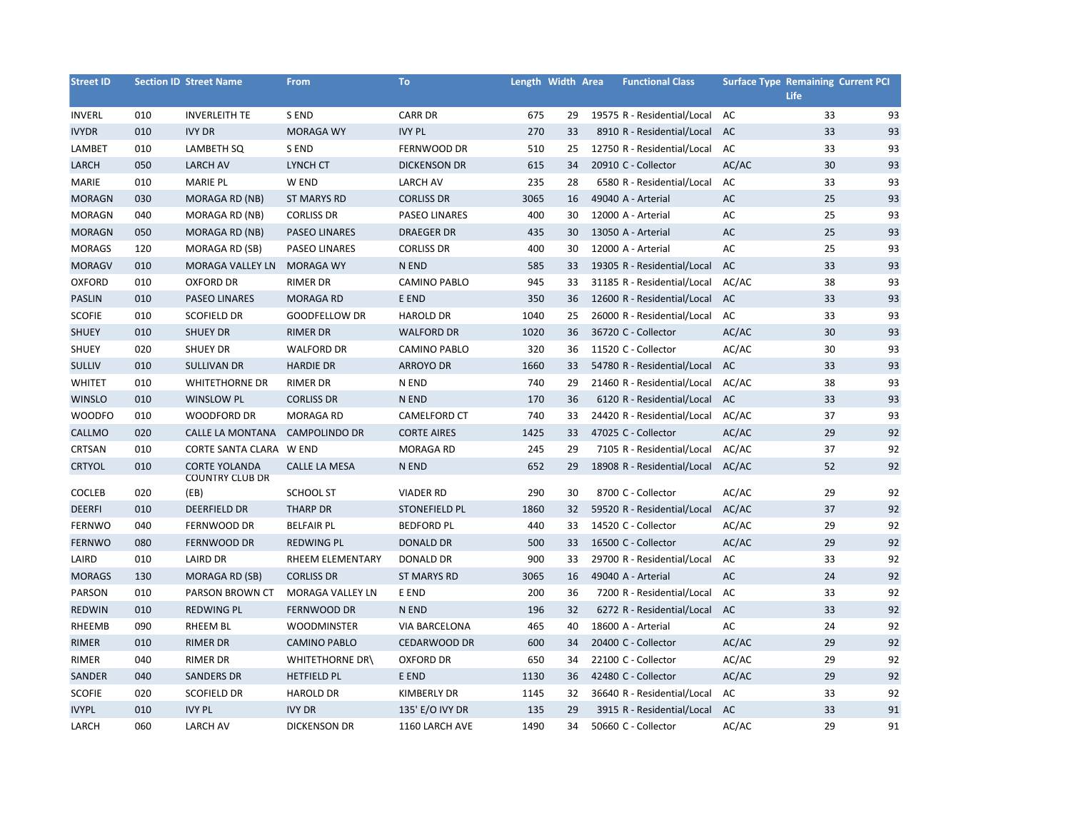| Street ID | Section ID | Street Name | From | To | Length | Width | Area | Functional Class | Surface Type | Remaining Life | Current PCI |
|---|---|---|---|---|---|---|---|---|---|---|---|
| INVERL | 010 | INVERLEITH TE | S END | CARR DR | 675 | 29 | 19575 | R - Residential/Local | AC | 33 | 93 |
| IVYDR | 010 | IVY DR | MORAGA WY | IVY PL | 270 | 33 | 8910 | R - Residential/Local | AC | 33 | 93 |
| LAMBET | 010 | LAMBETH SQ | S END | FERNWOOD DR | 510 | 25 | 12750 | R - Residential/Local | AC | 33 | 93 |
| LARCH | 050 | LARCH AV | LYNCH CT | DICKENSON DR | 615 | 34 | 20910 | C - Collector | AC/AC | 30 | 93 |
| MARIE | 010 | MARIE PL | W END | LARCH AV | 235 | 28 | 6580 | R - Residential/Local | AC | 33 | 93 |
| MORAGN | 030 | MORAGA RD (NB) | ST MARYS RD | CORLISS DR | 3065 | 16 | 49040 | A - Arterial | AC | 25 | 93 |
| MORAGN | 040 | MORAGA RD (NB) | CORLISS DR | PASEO LINARES | 400 | 30 | 12000 | A - Arterial | AC | 25 | 93 |
| MORAGN | 050 | MORAGA RD (NB) | PASEO LINARES | DRAEGER DR | 435 | 30 | 13050 | A - Arterial | AC | 25 | 93 |
| MORAGS | 120 | MORAGA RD (SB) | PASEO LINARES | CORLISS DR | 400 | 30 | 12000 | A - Arterial | AC | 25 | 93 |
| MORAGV | 010 | MORAGA VALLEY LN | MORAGA WY | N END | 585 | 33 | 19305 | R - Residential/Local | AC | 33 | 93 |
| OXFORD | 010 | OXFORD DR | RIMER DR | CAMINO PABLO | 945 | 33 | 31185 | R - Residential/Local | AC/AC | 38 | 93 |
| PASLIN | 010 | PASEO LINARES | MORAGA RD | E END | 350 | 36 | 12600 | R - Residential/Local | AC | 33 | 93 |
| SCOFIE | 010 | SCOFIELD DR | GOODFELLOW DR | HAROLD DR | 1040 | 25 | 26000 | R - Residential/Local | AC | 33 | 93 |
| SHUEY | 010 | SHUEY DR | RIMER DR | WALFORD DR | 1020 | 36 | 36720 | C - Collector | AC/AC | 30 | 93 |
| SHUEY | 020 | SHUEY DR | WALFORD DR | CAMINO PABLO | 320 | 36 | 11520 | C - Collector | AC/AC | 30 | 93 |
| SULLIV | 010 | SULLIVAN DR | HARDIE DR | ARROYO DR | 1660 | 33 | 54780 | R - Residential/Local | AC | 33 | 93 |
| WHITET | 010 | WHITETHORNE DR | RIMER DR | N END | 740 | 29 | 21460 | R - Residential/Local | AC/AC | 38 | 93 |
| WINSLO | 010 | WINSLOW PL | CORLISS DR | N END | 170 | 36 | 6120 | R - Residential/Local | AC | 33 | 93 |
| WOODFO | 010 | WOODFORD DR | MORAGA RD | CAMELFORD CT | 740 | 33 | 24420 | R - Residential/Local | AC/AC | 37 | 93 |
| CALLMO | 020 | CALLE LA MONTANA | CAMPOLINDO DR | CORTE AIRES | 1425 | 33 | 47025 | C - Collector | AC/AC | 29 | 92 |
| CRTSAN | 010 | CORTE SANTA CLARA | W END | MORAGA RD | 245 | 29 | 7105 | R - Residential/Local | AC/AC | 37 | 92 |
| CRTYOL | 010 | CORTE YOLANDA | CALLE LA MESA | N END | 652 | 29 | 18908 | R - Residential/Local | AC/AC | 52 | 92 |
| COCLEB | 020 | COUNTRY CLUB DR (EB) | SCHOOL ST | VIADER RD | 290 | 30 | 8700 | C - Collector | AC/AC | 29 | 92 |
| DEERFI | 010 | DEERFIELD DR | THARP DR | STONEFIELD PL | 1860 | 32 | 59520 | R - Residential/Local | AC/AC | 37 | 92 |
| FERNWO | 040 | FERNWOOD DR | BELFAIR PL | BEDFORD PL | 440 | 33 | 14520 | C - Collector | AC/AC | 29 | 92 |
| FERNWO | 080 | FERNWOOD DR | REDWING PL | DONALD DR | 500 | 33 | 16500 | C - Collector | AC/AC | 29 | 92 |
| LAIRD | 010 | LAIRD DR | RHEEM ELEMENTARY | DONALD DR | 900 | 33 | 29700 | R - Residential/Local | AC | 33 | 92 |
| MORAGS | 130 | MORAGA RD (SB) | CORLISS DR | ST MARYS RD | 3065 | 16 | 49040 | A - Arterial | AC | 24 | 92 |
| PARSON | 010 | PARSON BROWN CT | MORAGA VALLEY LN | E END | 200 | 36 | 7200 | R - Residential/Local | AC | 33 | 92 |
| REDWIN | 010 | REDWING PL | FERNWOOD DR | N END | 196 | 32 | 6272 | R - Residential/Local | AC | 33 | 92 |
| RHEEMB | 090 | RHEEM BL | WOODMINSTER | VIA BARCELONA | 465 | 40 | 18600 | A - Arterial | AC | 24 | 92 |
| RIMER | 010 | RIMER DR | CAMINO PABLO | CEDARWOOD DR | 600 | 34 | 20400 | C - Collector | AC/AC | 29 | 92 |
| RIMER | 040 | RIMER DR | WHITETHORNE DR\ | OXFORD DR | 650 | 34 | 22100 | C - Collector | AC/AC | 29 | 92 |
| SANDER | 040 | SANDERS DR | HETFIELD PL | E END | 1130 | 36 | 42480 | C - Collector | AC/AC | 29 | 92 |
| SCOFIE | 020 | SCOFIELD DR | HAROLD DR | KIMBERLY DR | 1145 | 32 | 36640 | R - Residential/Local | AC | 33 | 92 |
| IVYPL | 010 | IVY PL | IVY DR | 135' E/O IVY DR | 135 | 29 | 3915 | R - Residential/Local | AC | 33 | 91 |
| LARCH | 060 | LARCH AV | DICKENSON DR | 1160 LARCH AVE | 1490 | 34 | 50660 | C - Collector | AC/AC | 29 | 91 |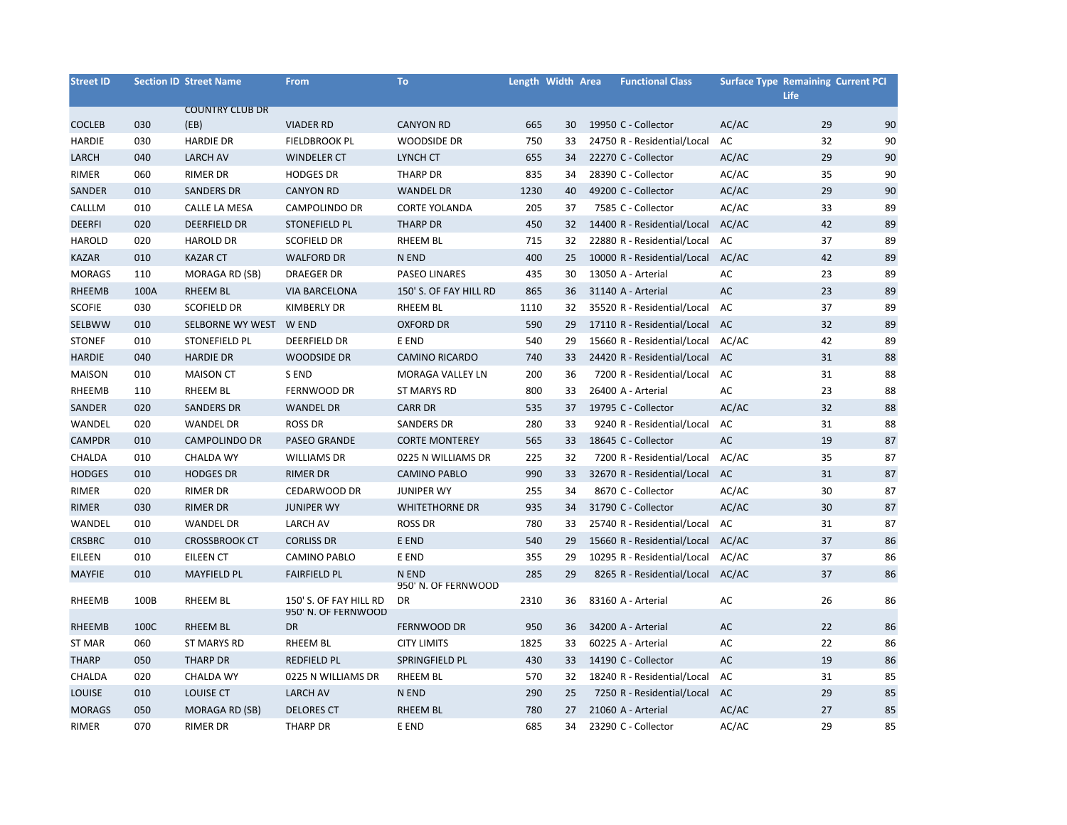| Street ID | Section ID | Street Name | From | To | Length | Width | Area | Functional Class | Surface Type | Remaining Life | Current PCI |
|---|---|---|---|---|---|---|---|---|---|---|---|
| COCLEB | 030 | COUNTRY CLUB DR (EB) | VIADER RD | CANYON RD | 665 | 30 | 19950 | C - Collector | AC/AC | 29 | 90 |
| HARDIE | 030 | HARDIE DR | FIELDBROOK PL | WOODSIDE DR | 750 | 33 | 24750 | R - Residential/Local | AC | 32 | 90 |
| LARCH | 040 | LARCH AV | WINDELER CT | LYNCH CT | 655 | 34 | 22270 | C - Collector | AC/AC | 29 | 90 |
| RIMER | 060 | RIMER DR | HODGES DR | THARP DR | 835 | 34 | 28390 | C - Collector | AC/AC | 35 | 90 |
| SANDER | 010 | SANDERS DR | CANYON RD | WANDEL DR | 1230 | 40 | 49200 | C - Collector | AC/AC | 29 | 90 |
| CALLLM | 010 | CALLE LA MESA | CAMPOLINDO DR | CORTE YOLANDA | 205 | 37 | 7585 | C - Collector | AC/AC | 33 | 89 |
| DEERFI | 020 | DEERFIELD DR | STONEFIELD PL | THARP DR | 450 | 32 | 14400 | R - Residential/Local | AC/AC | 42 | 89 |
| HAROLD | 020 | HAROLD DR | SCOFIELD DR | RHEEM BL | 715 | 32 | 22880 | R - Residential/Local | AC | 37 | 89 |
| KAZAR | 010 | KAZAR CT | WALFORD DR | N END | 400 | 25 | 10000 | R - Residential/Local | AC/AC | 42 | 89 |
| MORAGS | 110 | MORAGA RD (SB) | DRAEGER DR | PASEO LINARES | 435 | 30 | 13050 | A - Arterial | AC | 23 | 89 |
| RHEEMB | 100A | RHEEM BL | VIA BARCELONA | 150' S. OF FAY HILL RD | 865 | 36 | 31140 | A - Arterial | AC | 23 | 89 |
| SCOFIE | 030 | SCOFIELD DR | KIMBERLY DR | RHEEM BL | 1110 | 32 | 35520 | R - Residential/Local | AC | 37 | 89 |
| SELBWW | 010 | SELBORNE WY WEST | W END | OXFORD DR | 590 | 29 | 17110 | R - Residential/Local | AC | 32 | 89 |
| STONEF | 010 | STONEFIELD PL | DEERFIELD DR | E END | 540 | 29 | 15660 | R - Residential/Local | AC/AC | 42 | 89 |
| HARDIE | 040 | HARDIE DR | WOODSIDE DR | CAMINO RICARDO | 740 | 33 | 24420 | R - Residential/Local | AC | 31 | 88 |
| MAISON | 010 | MAISON CT | S END | MORAGA VALLEY LN | 200 | 36 | 7200 | R - Residential/Local | AC | 31 | 88 |
| RHEEMB | 110 | RHEEM BL | FERNWOOD DR | ST MARYS RD | 800 | 33 | 26400 | A - Arterial | AC | 23 | 88 |
| SANDER | 020 | SANDERS DR | WANDEL DR | CARR DR | 535 | 37 | 19795 | C - Collector | AC/AC | 32 | 88 |
| WANDEL | 020 | WANDEL DR | ROSS DR | SANDERS DR | 280 | 33 | 9240 | R - Residential/Local | AC | 31 | 88 |
| CAMPDR | 010 | CAMPOLINDO DR | PASEO GRANDE | CORTE MONTEREY | 565 | 33 | 18645 | C - Collector | AC | 19 | 87 |
| CHALDA | 010 | CHALDA WY | WILLIAMS DR | 0225 N WILLIAMS DR | 225 | 32 | 7200 | R - Residential/Local | AC/AC | 35 | 87 |
| HODGES | 010 | HODGES DR | RIMER DR | CAMINO PABLO | 990 | 33 | 32670 | R - Residential/Local | AC | 31 | 87 |
| RIMER | 020 | RIMER DR | CEDARWOOD DR | JUNIPER WY | 255 | 34 | 8670 | C - Collector | AC/AC | 30 | 87 |
| RIMER | 030 | RIMER DR | JUNIPER WY | WHITETHORNE DR | 935 | 34 | 31790 | C - Collector | AC/AC | 30 | 87 |
| WANDEL | 010 | WANDEL DR | LARCH AV | ROSS DR | 780 | 33 | 25740 | R - Residential/Local | AC | 31 | 87 |
| CRSBRC | 010 | CROSSBROOK CT | CORLISS DR | E END | 540 | 29 | 15660 | R - Residential/Local | AC/AC | 37 | 86 |
| EILEEN | 010 | EILEEN CT | CAMINO PABLO | E END | 355 | 29 | 10295 | R - Residential/Local | AC/AC | 37 | 86 |
| MAYFIE | 010 | MAYFIELD PL | FAIRFIELD PL | N END | 285 | 29 | 8265 | R - Residential/Local | AC/AC | 37 | 86 |
| RHEEMB | 100B | RHEEM BL | 150' S. OF FAY HILL RD | 950' N. OF FERNWOOD DR | 2310 | 36 | 83160 | A - Arterial | AC | 26 | 86 |
| RHEEMB | 100C | RHEEM BL | 950' N. OF FERNWOOD DR | FERNWOOD DR | 950 | 36 | 34200 | A - Arterial | AC | 22 | 86 |
| ST MAR | 060 | ST MARYS RD | RHEEM BL | CITY LIMITS | 1825 | 33 | 60225 | A - Arterial | AC | 22 | 86 |
| THARP | 050 | THARP DR | REDFIELD PL | SPRINGFIELD PL | 430 | 33 | 14190 | C - Collector | AC | 19 | 86 |
| CHALDA | 020 | CHALDA WY | 0225 N WILLIAMS DR | RHEEM BL | 570 | 32 | 18240 | R - Residential/Local | AC | 31 | 85 |
| LOUISE | 010 | LOUISE CT | LARCH AV | N END | 290 | 25 | 7250 | R - Residential/Local | AC | 29 | 85 |
| MORAGS | 050 | MORAGA RD (SB) | DELORES CT | RHEEM BL | 780 | 27 | 21060 | A - Arterial | AC/AC | 27 | 85 |
| RIMER | 070 | RIMER DR | THARP DR | E END | 685 | 34 | 23290 | C - Collector | AC/AC | 29 | 85 |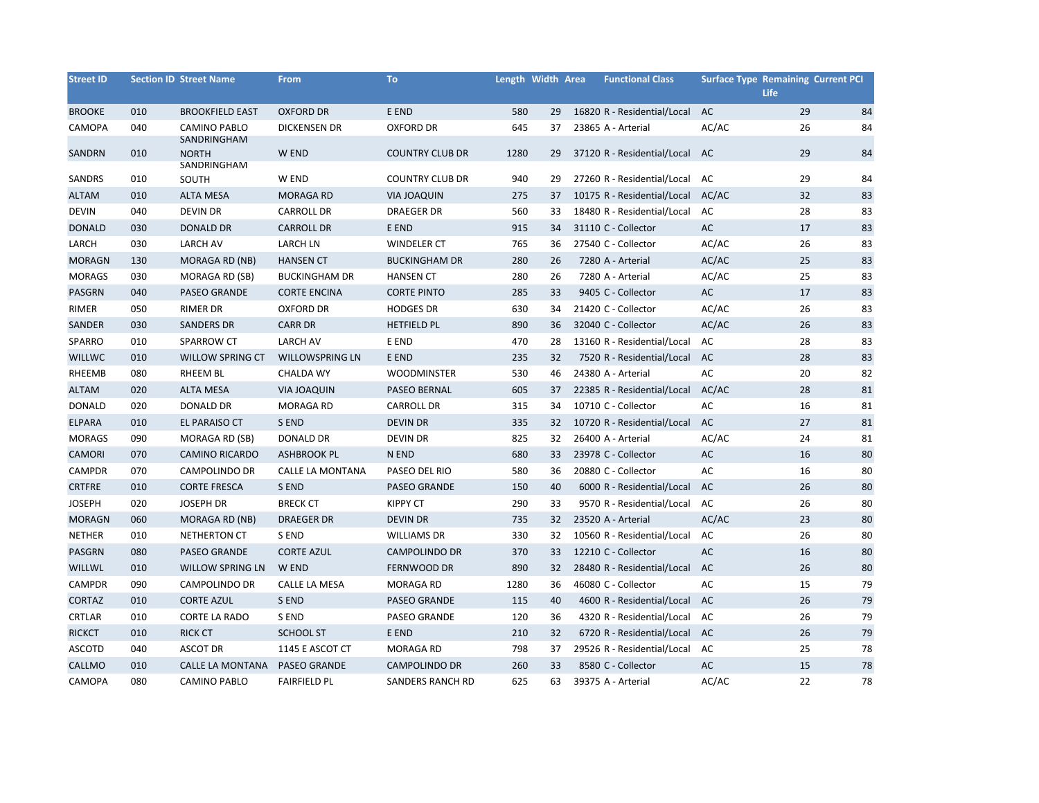| Street ID | Section ID | Street Name | From | To | Length | Width | Area | Functional Class | Surface Type | Remaining Life | Current PCI |
|---|---|---|---|---|---|---|---|---|---|---|---|
| BROOKE | 010 | BROOKFIELD EAST | OXFORD DR | E END | 580 | 29 | 16820 | R - Residential/Local | AC | 29 | 84 |
| CAMOPA | 040 | CAMINO PABLO | DICKENSEN DR | OXFORD DR | 645 | 37 | 23865 | A - Arterial | AC/AC | 26 | 84 |
| SANDRN | 010 | SANDRINGHAM NORTH | W END | COUNTRY CLUB DR | 1280 | 29 | 37120 | R - Residential/Local | AC | 29 | 84 |
| SANDRS | 010 | SANDRINGHAM SOUTH | W END | COUNTRY CLUB DR | 940 | 29 | 27260 | R - Residential/Local | AC | 29 | 84 |
| ALTAM | 010 | ALTA MESA | MORAGA RD | VIA JOAQUIN | 275 | 37 | 10175 | R - Residential/Local | AC/AC | 32 | 83 |
| DEVIN | 040 | DEVIN DR | CARROLL DR | DRAEGER DR | 560 | 33 | 18480 | R - Residential/Local | AC | 28 | 83 |
| DONALD | 030 | DONALD DR | CARROLL DR | E END | 915 | 34 | 31110 | C - Collector | AC | 17 | 83 |
| LARCH | 030 | LARCH AV | LARCH LN | WINDELER CT | 765 | 36 | 27540 | C - Collector | AC/AC | 26 | 83 |
| MORAGN | 130 | MORAGA RD (NB) | HANSEN CT | BUCKINGHAM DR | 280 | 26 | 7280 | A - Arterial | AC/AC | 25 | 83 |
| MORAGS | 030 | MORAGA RD (SB) | BUCKINGHAM DR | HANSEN CT | 280 | 26 | 7280 | A - Arterial | AC/AC | 25 | 83 |
| PASGRN | 040 | PASEO GRANDE | CORTE ENCINA | CORTE PINTO | 285 | 33 | 9405 | C - Collector | AC | 17 | 83 |
| RIMER | 050 | RIMER DR | OXFORD DR | HODGES DR | 630 | 34 | 21420 | C - Collector | AC/AC | 26 | 83 |
| SANDER | 030 | SANDERS DR | CARR DR | HETFIELD PL | 890 | 36 | 32040 | C - Collector | AC/AC | 26 | 83 |
| SPARRO | 010 | SPARROW CT | LARCH AV | E END | 470 | 28 | 13160 | R - Residential/Local | AC | 28 | 83 |
| WILLWC | 010 | WILLOW SPRING CT | WILLOWSPRING LN | E END | 235 | 32 | 7520 | R - Residential/Local | AC | 28 | 83 |
| RHEEMB | 080 | RHEEM BL | CHALDA WY | WOODMINSTER | 530 | 46 | 24380 | A - Arterial | AC | 20 | 82 |
| ALTAM | 020 | ALTA MESA | VIA JOAQUIN | PASEO BERNAL | 605 | 37 | 22385 | R - Residential/Local | AC/AC | 28 | 81 |
| DONALD | 020 | DONALD DR | MORAGA RD | CARROLL DR | 315 | 34 | 10710 | C - Collector | AC | 16 | 81 |
| ELPARA | 010 | EL PARAISO CT | S END | DEVIN DR | 335 | 32 | 10720 | R - Residential/Local | AC | 27 | 81 |
| MORAGS | 090 | MORAGA RD (SB) | DONALD DR | DEVIN DR | 825 | 32 | 26400 | A - Arterial | AC/AC | 24 | 81 |
| CAMORI | 070 | CAMINO RICARDO | ASHBROOK PL | N END | 680 | 33 | 23978 | C - Collector | AC | 16 | 80 |
| CAMPDR | 070 | CAMPOLINDO DR | CALLE LA MONTANA | PASEO DEL RIO | 580 | 36 | 20880 | C - Collector | AC | 16 | 80 |
| CRTFRE | 010 | CORTE FRESCA | S END | PASEO GRANDE | 150 | 40 | 6000 | R - Residential/Local | AC | 26 | 80 |
| JOSEPH | 020 | JOSEPH DR | BRECK CT | KIPPY CT | 290 | 33 | 9570 | R - Residential/Local | AC | 26 | 80 |
| MORAGN | 060 | MORAGA RD (NB) | DRAEGER DR | DEVIN DR | 735 | 32 | 23520 | A - Arterial | AC/AC | 23 | 80 |
| NETHER | 010 | NETHERTON CT | S END | WILLIAMS DR | 330 | 32 | 10560 | R - Residential/Local | AC | 26 | 80 |
| PASGRN | 080 | PASEO GRANDE | CORTE AZUL | CAMPOLINDO DR | 370 | 33 | 12210 | C - Collector | AC | 16 | 80 |
| WILLWL | 010 | WILLOW SPRING LN | W END | FERNWOOD DR | 890 | 32 | 28480 | R - Residential/Local | AC | 26 | 80 |
| CAMPDR | 090 | CAMPOLINDO DR | CALLE LA MESA | MORAGA RD | 1280 | 36 | 46080 | C - Collector | AC | 15 | 79 |
| CORTAZ | 010 | CORTE AZUL | S END | PASEO GRANDE | 115 | 40 | 4600 | R - Residential/Local | AC | 26 | 79 |
| CRTLAR | 010 | CORTE LA RADO | S END | PASEO GRANDE | 120 | 36 | 4320 | R - Residential/Local | AC | 26 | 79 |
| RICKCT | 010 | RICK CT | SCHOOL ST | E END | 210 | 32 | 6720 | R - Residential/Local | AC | 26 | 79 |
| ASCOTD | 040 | ASCOT DR | 1145 E ASCOT CT | MORAGA RD | 798 | 37 | 29526 | R - Residential/Local | AC | 25 | 78 |
| CALLMO | 010 | CALLE LA MONTANA | PASEO GRANDE | CAMPOLINDO DR | 260 | 33 | 8580 | C - Collector | AC | 15 | 78 |
| CAMOPA | 080 | CAMINO PABLO | FAIRFIELD PL | SANDERS RANCH RD | 625 | 63 | 39375 | A - Arterial | AC/AC | 22 | 78 |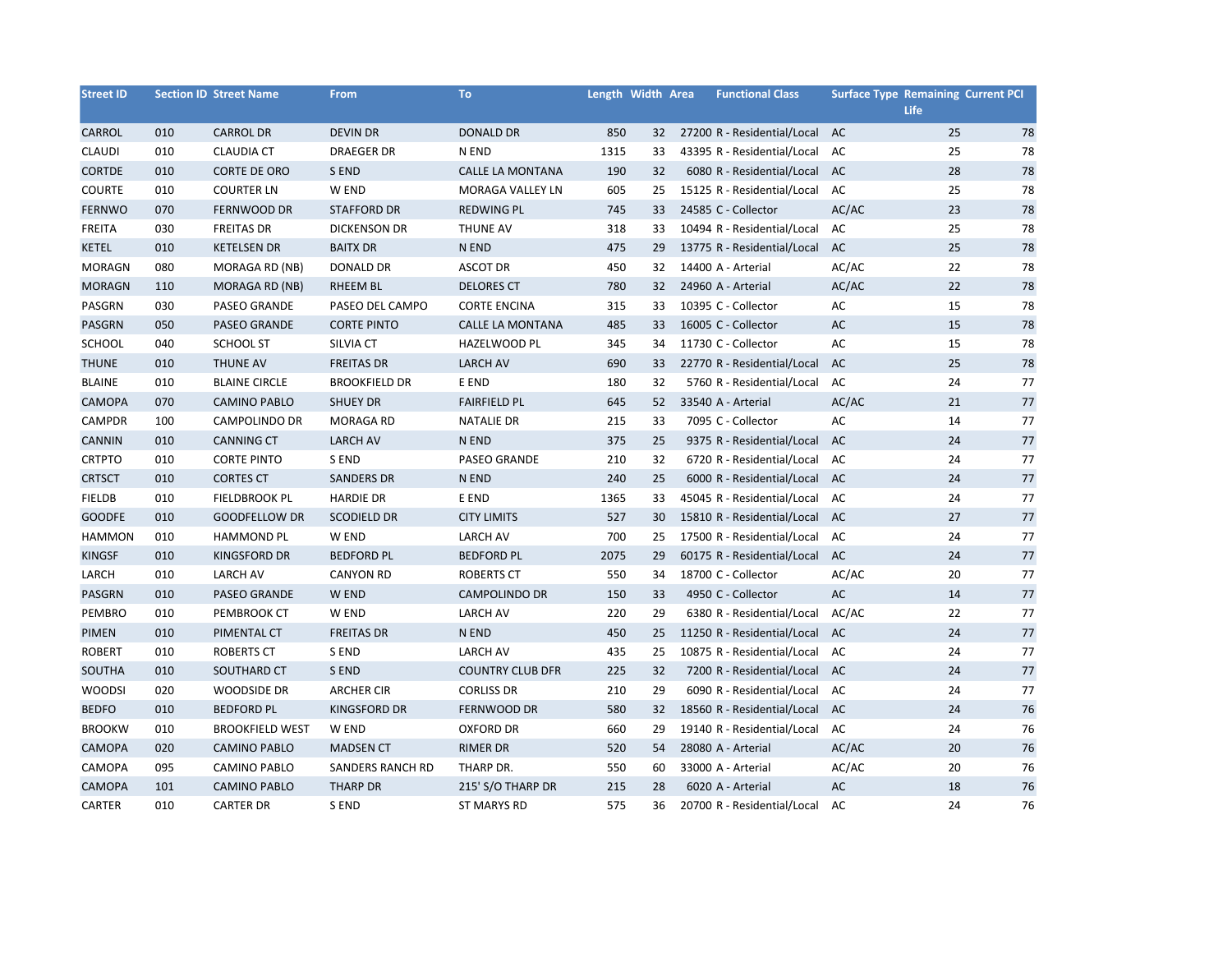| Street ID | Section ID | Street Name | From | To | Length | Width | Area | Functional Class | Surface Type | Remaining Life | Current PCI |
|---|---|---|---|---|---|---|---|---|---|---|---|
| CARROL | 010 | CARROL DR | DEVIN DR | DONALD DR | 850 | 32 | 27200 | R - Residential/Local | AC | 25 | 78 |
| CLAUDI | 010 | CLAUDIA CT | DRAEGER DR | N END | 1315 | 33 | 43395 | R - Residential/Local | AC | 25 | 78 |
| CORTDE | 010 | CORTE DE ORO | S END | CALLE LA MONTANA | 190 | 32 | 6080 | R - Residential/Local | AC | 28 | 78 |
| COURTE | 010 | COURTER LN | W END | MORAGA VALLEY LN | 605 | 25 | 15125 | R - Residential/Local | AC | 25 | 78 |
| FERNWO | 070 | FERNWOOD DR | STAFFORD DR | REDWING PL | 745 | 33 | 24585 | C - Collector | AC/AC | 23 | 78 |
| FREITA | 030 | FREITAS DR | DICKENSON DR | THUNE AV | 318 | 33 | 10494 | R - Residential/Local | AC | 25 | 78 |
| KETEL | 010 | KETELSEN DR | BAITX DR | N END | 475 | 29 | 13775 | R - Residential/Local | AC | 25 | 78 |
| MORAGN | 080 | MORAGA RD (NB) | DONALD DR | ASCOT DR | 450 | 32 | 14400 | A - Arterial | AC/AC | 22 | 78 |
| MORAGN | 110 | MORAGA RD (NB) | RHEEM BL | DELORES CT | 780 | 32 | 24960 | A - Arterial | AC/AC | 22 | 78 |
| PASGRN | 030 | PASEO GRANDE | PASEO DEL CAMPO | CORTE ENCINA | 315 | 33 | 10395 | C - Collector | AC | 15 | 78 |
| PASGRN | 050 | PASEO GRANDE | CORTE PINTO | CALLE LA MONTANA | 485 | 33 | 16005 | C - Collector | AC | 15 | 78 |
| SCHOOL | 040 | SCHOOL ST | SILVIA CT | HAZELWOOD PL | 345 | 34 | 11730 | C - Collector | AC | 15 | 78 |
| THUNE | 010 | THUNE AV | FREITAS DR | LARCH AV | 690 | 33 | 22770 | R - Residential/Local | AC | 25 | 78 |
| BLAINE | 010 | BLAINE CIRCLE | BROOKFIELD DR | E END | 180 | 32 | 5760 | R - Residential/Local | AC | 24 | 77 |
| CAMOPA | 070 | CAMINO PABLO | SHUEY DR | FAIRFIELD PL | 645 | 52 | 33540 | A - Arterial | AC/AC | 21 | 77 |
| CAMPDR | 100 | CAMPOLINDO DR | MORAGA RD | NATALIE DR | 215 | 33 | 7095 | C - Collector | AC | 14 | 77 |
| CANNIN | 010 | CANNING CT | LARCH AV | N END | 375 | 25 | 9375 | R - Residential/Local | AC | 24 | 77 |
| CRTPTO | 010 | CORTE PINTO | S END | PASEO GRANDE | 210 | 32 | 6720 | R - Residential/Local | AC | 24 | 77 |
| CRTSCT | 010 | CORTES CT | SANDERS DR | N END | 240 | 25 | 6000 | R - Residential/Local | AC | 24 | 77 |
| FIELDB | 010 | FIELDBROOK PL | HARDIE DR | E END | 1365 | 33 | 45045 | R - Residential/Local | AC | 24 | 77 |
| GOODFE | 010 | GOODFELLOW DR | SCODIELD DR | CITY LIMITS | 527 | 30 | 15810 | R - Residential/Local | AC | 27 | 77 |
| HAMMON | 010 | HAMMOND PL | W END | LARCH AV | 700 | 25 | 17500 | R - Residential/Local | AC | 24 | 77 |
| KINGSF | 010 | KINGSFORD DR | BEDFORD PL | BEDFORD PL | 2075 | 29 | 60175 | R - Residential/Local | AC | 24 | 77 |
| LARCH | 010 | LARCH AV | CANYON RD | ROBERTS CT | 550 | 34 | 18700 | C - Collector | AC/AC | 20 | 77 |
| PASGRN | 010 | PASEO GRANDE | W END | CAMPOLINDO DR | 150 | 33 | 4950 | C - Collector | AC | 14 | 77 |
| PEMBRO | 010 | PEMBROOK CT | W END | LARCH AV | 220 | 29 | 6380 | R - Residential/Local | AC/AC | 22 | 77 |
| PIMEN | 010 | PIMENTAL CT | FREITAS DR | N END | 450 | 25 | 11250 | R - Residential/Local | AC | 24 | 77 |
| ROBERT | 010 | ROBERTS CT | S END | LARCH AV | 435 | 25 | 10875 | R - Residential/Local | AC | 24 | 77 |
| SOUTHA | 010 | SOUTHARD CT | S END | COUNTRY CLUB DFR | 225 | 32 | 7200 | R - Residential/Local | AC | 24 | 77 |
| WOODSI | 020 | WOODSIDE DR | ARCHER CIR | CORLISS DR | 210 | 29 | 6090 | R - Residential/Local | AC | 24 | 77 |
| BEDFO | 010 | BEDFORD PL | KINGSFORD DR | FERNWOOD DR | 580 | 32 | 18560 | R - Residential/Local | AC | 24 | 76 |
| BROOKW | 010 | BROOKFIELD WEST | W END | OXFORD DR | 660 | 29 | 19140 | R - Residential/Local | AC | 24 | 76 |
| CAMOPA | 020 | CAMINO PABLO | MADSEN CT | RIMER DR | 520 | 54 | 28080 | A - Arterial | AC/AC | 20 | 76 |
| CAMOPA | 095 | CAMINO PABLO | SANDERS RANCH RD | THARP DR. | 550 | 60 | 33000 | A - Arterial | AC/AC | 20 | 76 |
| CAMOPA | 101 | CAMINO PABLO | THARP DR | 215' S/O THARP DR | 215 | 28 | 6020 | A - Arterial | AC | 18 | 76 |
| CARTER | 010 | CARTER DR | S END | ST MARYS RD | 575 | 36 | 20700 | R - Residential/Local | AC | 24 | 76 |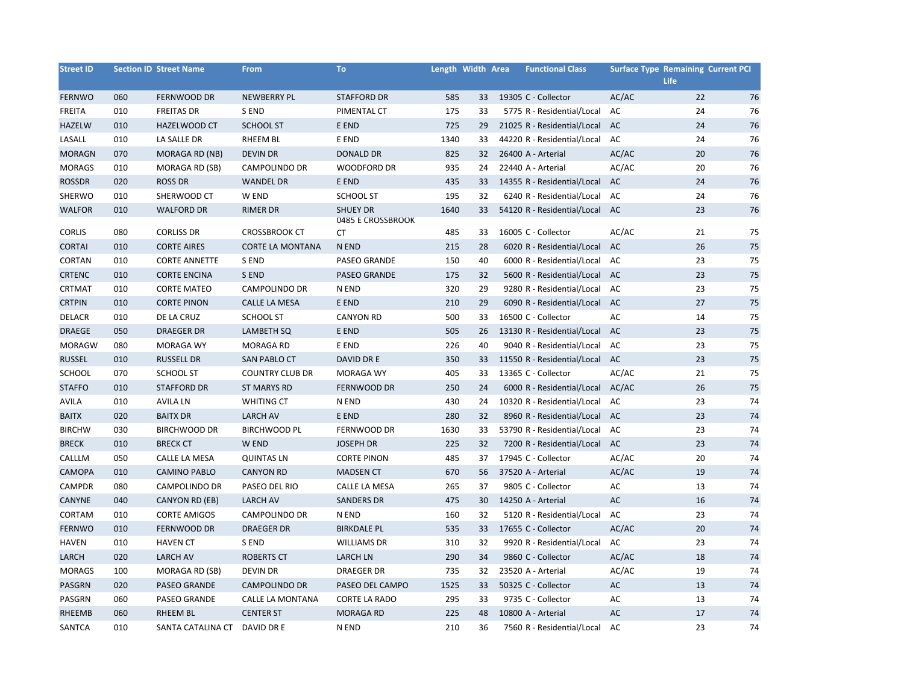| Street ID | Section ID | Street Name | From | To | Length | Width | Area | Functional Class | Surface Type | Remaining Life | Current PCI |
|---|---|---|---|---|---|---|---|---|---|---|---|
| FERNWO | 060 | FERNWOOD DR | NEWBERRY PL | STAFFORD DR | 585 | 33 | 19305 | C - Collector | AC/AC | 22 | 76 |
| FREITA | 010 | FREITAS DR | S END | PIMENTAL CT | 175 | 33 | 5775 | R - Residential/Local | AC | 24 | 76 |
| HAZELW | 010 | HAZELWOOD CT | SCHOOL ST | E END | 725 | 29 | 21025 | R - Residential/Local | AC | 24 | 76 |
| LASALL | 010 | LA SALLE DR | RHEEM BL | E END | 1340 | 33 | 44220 | R - Residential/Local | AC | 24 | 76 |
| MORAGN | 070 | MORAGA RD (NB) | DEVIN DR | DONALD DR | 825 | 32 | 26400 | A - Arterial | AC/AC | 20 | 76 |
| MORAGS | 010 | MORAGA RD (SB) | CAMPOLINDO DR | WOODFORD DR | 935 | 24 | 22440 | A - Arterial | AC/AC | 20 | 76 |
| ROSSDR | 020 | ROSS DR | WANDEL DR | E END | 435 | 33 | 14355 | R - Residential/Local | AC | 24 | 76 |
| SHERWO | 010 | SHERWOOD CT | W END | SCHOOL ST | 195 | 32 | 6240 | R - Residential/Local | AC | 24 | 76 |
| WALFOR | 010 | WALFORD DR | RIMER DR | SHUEY DR | 1640 | 33 | 54120 | R - Residential/Local | AC | 23 | 76 |
| CORLIS | 080 | CORLISS DR | CROSSBROOK CT | 0485 E CROSSBROOK CT | 485 | 33 | 16005 | C - Collector | AC/AC | 21 | 75 |
| CORTAI | 010 | CORTE AIRES | CORTE LA MONTANA | N END | 215 | 28 | 6020 | R - Residential/Local | AC | 26 | 75 |
| CORTAN | 010 | CORTE ANNETTE | S END | PASEO GRANDE | 150 | 40 | 6000 | R - Residential/Local | AC | 23 | 75 |
| CRTENC | 010 | CORTE ENCINA | S END | PASEO GRANDE | 175 | 32 | 5600 | R - Residential/Local | AC | 23 | 75 |
| CRTMAT | 010 | CORTE MATEO | CAMPOLINDO DR | N END | 320 | 29 | 9280 | R - Residential/Local | AC | 23 | 75 |
| CRTPIN | 010 | CORTE PINON | CALLE LA MESA | E END | 210 | 29 | 6090 | R - Residential/Local | AC | 27 | 75 |
| DELACR | 010 | DE LA CRUZ | SCHOOL ST | CANYON RD | 500 | 33 | 16500 | C - Collector | AC | 14 | 75 |
| DRAEGE | 050 | DRAEGER DR | LAMBETH SQ | E END | 505 | 26 | 13130 | R - Residential/Local | AC | 23 | 75 |
| MORAGW | 080 | MORAGA WY | MORAGA RD | E END | 226 | 40 | 9040 | R - Residential/Local | AC | 23 | 75 |
| RUSSEL | 010 | RUSSELL DR | SAN PABLO CT | DAVID DR E | 350 | 33 | 11550 | R - Residential/Local | AC | 23 | 75 |
| SCHOOL | 070 | SCHOOL ST | COUNTRY CLUB DR | MORAGA WY | 405 | 33 | 13365 | C - Collector | AC/AC | 21 | 75 |
| STAFFO | 010 | STAFFORD DR | ST MARYS RD | FERNWOOD DR | 250 | 24 | 6000 | R - Residential/Local | AC/AC | 26 | 75 |
| AVILA | 010 | AVILA LN | WHITING CT | N END | 430 | 24 | 10320 | R - Residential/Local | AC | 23 | 74 |
| BAITX | 020 | BAITX DR | LARCH AV | E END | 280 | 32 | 8960 | R - Residential/Local | AC | 23 | 74 |
| BIRCHW | 030 | BIRCHWOOD DR | BIRCHWOOD PL | FERNWOOD DR | 1630 | 33 | 53790 | R - Residential/Local | AC | 23 | 74 |
| BRECK | 010 | BRECK CT | W END | JOSEPH DR | 225 | 32 | 7200 | R - Residential/Local | AC | 23 | 74 |
| CALLLM | 050 | CALLE LA MESA | QUINTAS LN | CORTE PINON | 485 | 37 | 17945 | C - Collector | AC/AC | 20 | 74 |
| CAMOPA | 010 | CAMINO PABLO | CANYON RD | MADSEN CT | 670 | 56 | 37520 | A - Arterial | AC/AC | 19 | 74 |
| CAMPDR | 080 | CAMPOLINDO DR | PASEO DEL RIO | CALLE LA MESA | 265 | 37 | 9805 | C - Collector | AC | 13 | 74 |
| CANYNE | 040 | CANYON RD (EB) | LARCH AV | SANDERS DR | 475 | 30 | 14250 | A - Arterial | AC | 16 | 74 |
| CORTAM | 010 | CORTE AMIGOS | CAMPOLINDO DR | N END | 160 | 32 | 5120 | R - Residential/Local | AC | 23 | 74 |
| FERNWO | 010 | FERNWOOD DR | DRAEGER DR | BIRKDALE PL | 535 | 33 | 17655 | C - Collector | AC/AC | 20 | 74 |
| HAVEN | 010 | HAVEN CT | S END | WILLIAMS DR | 310 | 32 | 9920 | R - Residential/Local | AC | 23 | 74 |
| LARCH | 020 | LARCH AV | ROBERTS CT | LARCH LN | 290 | 34 | 9860 | C - Collector | AC/AC | 18 | 74 |
| MORAGS | 100 | MORAGA RD (SB) | DEVIN DR | DRAEGER DR | 735 | 32 | 23520 | A - Arterial | AC/AC | 19 | 74 |
| PASGRN | 020 | PASEO GRANDE | CAMPOLINDO DR | PASEO DEL CAMPO | 1525 | 33 | 50325 | C - Collector | AC | 13 | 74 |
| PASGRN | 060 | PASEO GRANDE | CALLE LA MONTANA | CORTE LA RADO | 295 | 33 | 9735 | C - Collector | AC | 13 | 74 |
| RHEEMB | 060 | RHEEM BL | CENTER ST | MORAGA RD | 225 | 48 | 10800 | A - Arterial | AC | 17 | 74 |
| SANTCA | 010 | SANTA CATALINA CT | DAVID DR E | N END | 210 | 36 | 7560 | R - Residential/Local | AC | 23 | 74 |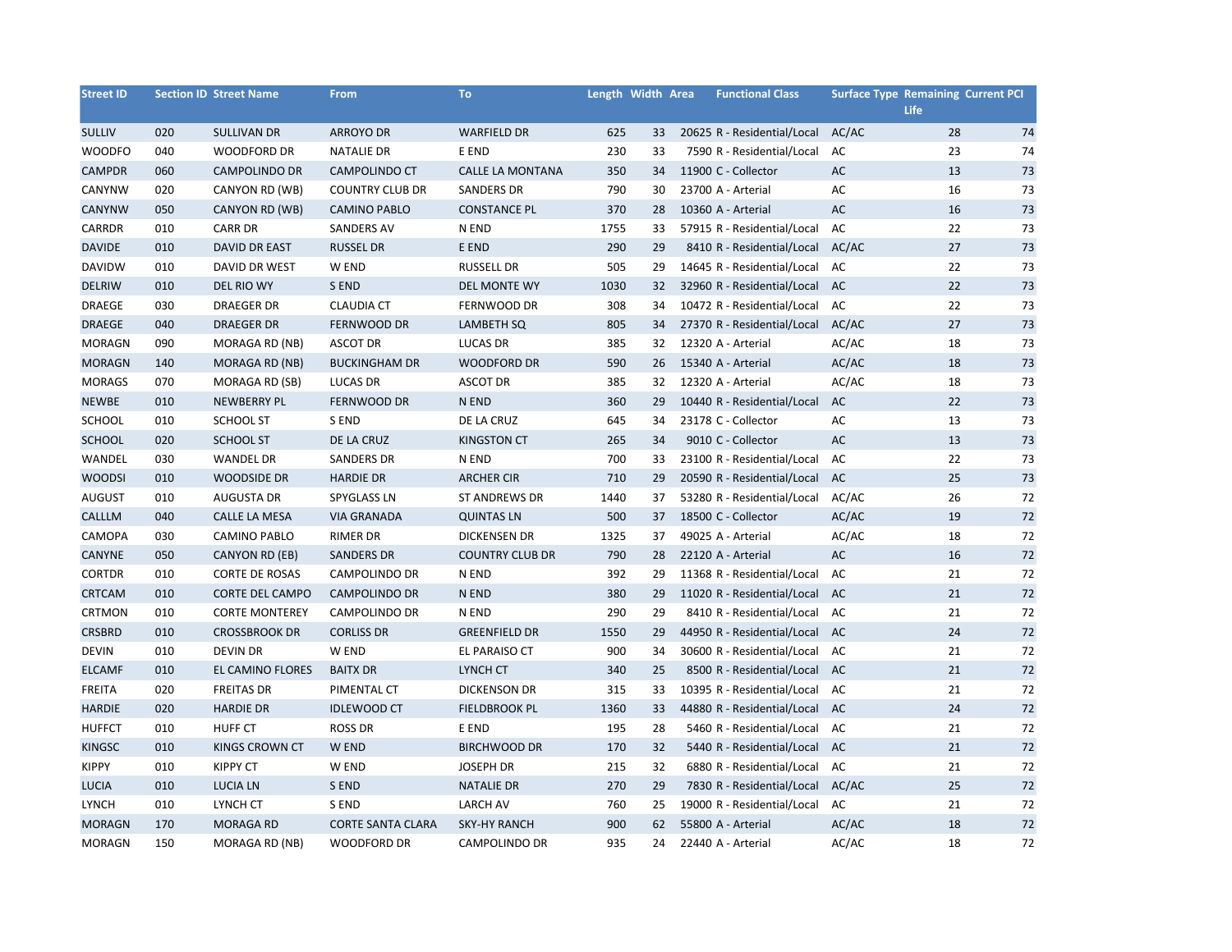| Street ID | Section ID | Street Name | From | To | Length | Width | Area | Functional Class | Surface Type | Remaining Life | Current PCI |
|---|---|---|---|---|---|---|---|---|---|---|---|
| SULLIV | 020 | SULLIVAN DR | ARROYO DR | WARFIELD DR | 625 | 33 | 20625 | R - Residential/Local | AC/AC | 28 | 74 |
| WOODFO | 040 | WOODFORD DR | NATALIE DR | E END | 230 | 33 | 7590 | R - Residential/Local | AC | 23 | 74 |
| CAMPDR | 060 | CAMPOLINDO DR | CAMPOLINDO CT | CALLE LA MONTANA | 350 | 34 | 11900 | C - Collector | AC | 13 | 73 |
| CANYNW | 020 | CANYON RD (WB) | COUNTRY CLUB DR | SANDERS DR | 790 | 30 | 23700 | A - Arterial | AC | 16 | 73 |
| CANYNW | 050 | CANYON RD (WB) | CAMINO PABLO | CONSTANCE PL | 370 | 28 | 10360 | A - Arterial | AC | 16 | 73 |
| CARRDR | 010 | CARR DR | SANDERS AV | N END | 1755 | 33 | 57915 | R - Residential/Local | AC | 22 | 73 |
| DAVIDE | 010 | DAVID DR EAST | RUSSEL DR | E END | 290 | 29 | 8410 | R - Residential/Local | AC/AC | 27 | 73 |
| DAVIDW | 010 | DAVID DR WEST | W END | RUSSELL DR | 505 | 29 | 14645 | R - Residential/Local | AC | 22 | 73 |
| DELRIW | 010 | DEL RIO WY | S END | DEL MONTE WY | 1030 | 32 | 32960 | R - Residential/Local | AC | 22 | 73 |
| DRAEGE | 030 | DRAEGER DR | CLAUDIA CT | FERNWOOD DR | 308 | 34 | 10472 | R - Residential/Local | AC | 22 | 73 |
| DRAEGE | 040 | DRAEGER DR | FERNWOOD DR | LAMBETH SQ | 805 | 34 | 27370 | R - Residential/Local | AC/AC | 27 | 73 |
| MORAGN | 090 | MORAGA RD (NB) | ASCOT DR | LUCAS DR | 385 | 32 | 12320 | A - Arterial | AC/AC | 18 | 73 |
| MORAGN | 140 | MORAGA RD (NB) | BUCKINGHAM DR | WOODFORD DR | 590 | 26 | 15340 | A - Arterial | AC/AC | 18 | 73 |
| MORAGS | 070 | MORAGA RD (SB) | LUCAS DR | ASCOT DR | 385 | 32 | 12320 | A - Arterial | AC/AC | 18 | 73 |
| NEWBE | 010 | NEWBERRY PL | FERNWOOD DR | N END | 360 | 29 | 10440 | R - Residential/Local | AC | 22 | 73 |
| SCHOOL | 010 | SCHOOL ST | S END | DE LA CRUZ | 645 | 34 | 23178 | C - Collector | AC | 13 | 73 |
| SCHOOL | 020 | SCHOOL ST | DE LA CRUZ | KINGSTON CT | 265 | 34 | 9010 | C - Collector | AC | 13 | 73 |
| WANDEL | 030 | WANDEL DR | SANDERS DR | N END | 700 | 33 | 23100 | R - Residential/Local | AC | 22 | 73 |
| WOODSI | 010 | WOODSIDE DR | HARDIE DR | ARCHER CIR | 710 | 29 | 20590 | R - Residential/Local | AC | 25 | 73 |
| AUGUST | 010 | AUGUSTA DR | SPYGLASS LN | ST ANDREWS DR | 1440 | 37 | 53280 | R - Residential/Local | AC/AC | 26 | 72 |
| CALLLM | 040 | CALLE LA MESA | VIA GRANADA | QUINTAS LN | 500 | 37 | 18500 | C - Collector | AC/AC | 19 | 72 |
| CAMOPA | 030 | CAMINO PABLO | RIMER DR | DICKENSEN DR | 1325 | 37 | 49025 | A - Arterial | AC/AC | 18 | 72 |
| CANYNE | 050 | CANYON RD (EB) | SANDERS DR | COUNTRY CLUB DR | 790 | 28 | 22120 | A - Arterial | AC | 16 | 72 |
| CORTDR | 010 | CORTE DE ROSAS | CAMPOLINDO DR | N END | 392 | 29 | 11368 | R - Residential/Local | AC | 21 | 72 |
| CRTCAM | 010 | CORTE DEL CAMPO | CAMPOLINDO DR | N END | 380 | 29 | 11020 | R - Residential/Local | AC | 21 | 72 |
| CRTMON | 010 | CORTE MONTEREY | CAMPOLINDO DR | N END | 290 | 29 | 8410 | R - Residential/Local | AC | 21 | 72 |
| CRSBRD | 010 | CROSSBROOK DR | CORLISS DR | GREENFIELD DR | 1550 | 29 | 44950 | R - Residential/Local | AC | 24 | 72 |
| DEVIN | 010 | DEVIN DR | W END | EL PARAISO CT | 900 | 34 | 30600 | R - Residential/Local | AC | 21 | 72 |
| ELCAMF | 010 | EL CAMINO FLORES | BAITX DR | LYNCH CT | 340 | 25 | 8500 | R - Residential/Local | AC | 21 | 72 |
| FREITA | 020 | FREITAS DR | PIMENTAL CT | DICKENSON DR | 315 | 33 | 10395 | R - Residential/Local | AC | 21 | 72 |
| HARDIE | 020 | HARDIE DR | IDLEWOOD CT | FIELDBROOK PL | 1360 | 33 | 44880 | R - Residential/Local | AC | 24 | 72 |
| HUFFCT | 010 | HUFF CT | ROSS DR | E END | 195 | 28 | 5460 | R - Residential/Local | AC | 21 | 72 |
| KINGSC | 010 | KINGS CROWN CT | W END | BIRCHWOOD DR | 170 | 32 | 5440 | R - Residential/Local | AC | 21 | 72 |
| KIPPY | 010 | KIPPY CT | W END | JOSEPH DR | 215 | 32 | 6880 | R - Residential/Local | AC | 21 | 72 |
| LUCIA | 010 | LUCIA LN | S END | NATALIE DR | 270 | 29 | 7830 | R - Residential/Local | AC/AC | 25 | 72 |
| LYNCH | 010 | LYNCH CT | S END | LARCH AV | 760 | 25 | 19000 | R - Residential/Local | AC | 21 | 72 |
| MORAGN | 170 | MORAGA RD | CORTE SANTA CLARA | SKY-HY RANCH | 900 | 62 | 55800 | A - Arterial | AC/AC | 18 | 72 |
| MORAGN | 150 | MORAGA RD (NB) | WOODFORD DR | CAMPOLINDO DR | 935 | 24 | 22440 | A - Arterial | AC/AC | 18 | 72 |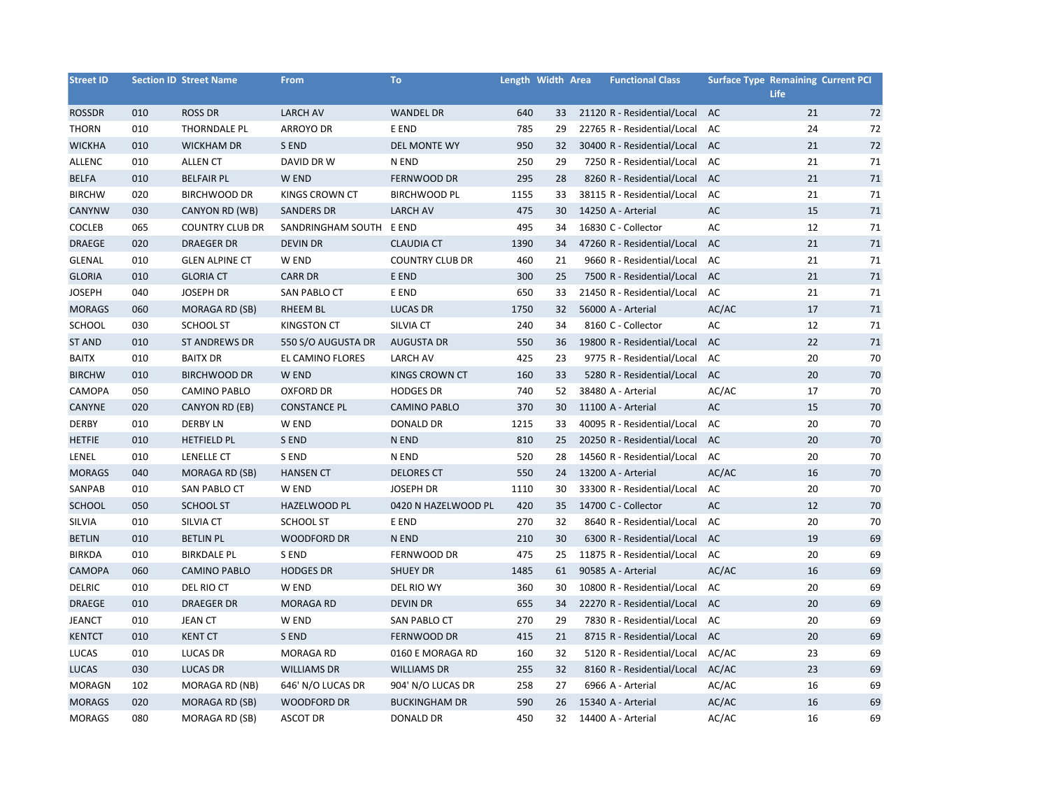| Street ID | Section ID | Street Name | From | To | Length | Width | Area | Functional Class | Surface Type | Remaining Life | Current PCI |
|---|---|---|---|---|---|---|---|---|---|---|---|
| ROSSDR | 010 | ROSS DR | LARCH AV | WANDEL DR | 640 | 33 | 21120 | R - Residential/Local | AC | 21 | 72 |
| THORN | 010 | THORNDALE PL | ARROYO DR | E END | 785 | 29 | 22765 | R - Residential/Local | AC | 24 | 72 |
| WICKHA | 010 | WICKHAM DR | S END | DEL MONTE WY | 950 | 32 | 30400 | R - Residential/Local | AC | 21 | 72 |
| ALLENC | 010 | ALLEN CT | DAVID DR W | N END | 250 | 29 | 7250 | R - Residential/Local | AC | 21 | 71 |
| BELFA | 010 | BELFAIR PL | W END | FERNWOOD DR | 295 | 28 | 8260 | R - Residential/Local | AC | 21 | 71 |
| BIRCHW | 020 | BIRCHWOOD DR | KINGS CROWN CT | BIRCHWOOD PL | 1155 | 33 | 38115 | R - Residential/Local | AC | 21 | 71 |
| CANYNW | 030 | CANYON RD (WB) | SANDERS DR | LARCH AV | 475 | 30 | 14250 | A - Arterial | AC | 15 | 71 |
| COCLEB | 065 | COUNTRY CLUB DR | SANDRINGHAM SOUTH | E END | 495 | 34 | 16830 | C - Collector | AC | 12 | 71 |
| DRAEGE | 020 | DRAEGER DR | DEVIN DR | CLAUDIA CT | 1390 | 34 | 47260 | R - Residential/Local | AC | 21 | 71 |
| GLENAL | 010 | GLEN ALPINE CT | W END | COUNTRY CLUB DR | 460 | 21 | 9660 | R - Residential/Local | AC | 21 | 71 |
| GLORIA | 010 | GLORIA CT | CARR DR | E END | 300 | 25 | 7500 | R - Residential/Local | AC | 21 | 71 |
| JOSEPH | 040 | JOSEPH DR | SAN PABLO CT | E END | 650 | 33 | 21450 | R - Residential/Local | AC | 21 | 71 |
| MORAGS | 060 | MORAGA RD (SB) | RHEEM BL | LUCAS DR | 1750 | 32 | 56000 | A - Arterial | AC/AC | 17 | 71 |
| SCHOOL | 030 | SCHOOL ST | KINGSTON CT | SILVIA CT | 240 | 34 | 8160 | C - Collector | AC | 12 | 71 |
| ST AND | 010 | ST ANDREWS DR | 550 S/O AUGUSTA DR | AUGUSTA DR | 550 | 36 | 19800 | R - Residential/Local | AC | 22 | 71 |
| BAITX | 010 | BAITX DR | EL CAMINO FLORES | LARCH AV | 425 | 23 | 9775 | R - Residential/Local | AC | 20 | 70 |
| BIRCHW | 010 | BIRCHWOOD DR | W END | KINGS CROWN CT | 160 | 33 | 5280 | R - Residential/Local | AC | 20 | 70 |
| CAMOPA | 050 | CAMINO PABLO | OXFORD DR | HODGES DR | 740 | 52 | 38480 | A - Arterial | AC/AC | 17 | 70 |
| CANYNE | 020 | CANYON RD (EB) | CONSTANCE PL | CAMINO PABLO | 370 | 30 | 11100 | A - Arterial | AC | 15 | 70 |
| DERBY | 010 | DERBY LN | W END | DONALD DR | 1215 | 33 | 40095 | R - Residential/Local | AC | 20 | 70 |
| HETFIE | 010 | HETFIELD PL | S END | N END | 810 | 25 | 20250 | R - Residential/Local | AC | 20 | 70 |
| LENEL | 010 | LENELLE CT | S END | N END | 520 | 28 | 14560 | R - Residential/Local | AC | 20 | 70 |
| MORAGS | 040 | MORAGA RD (SB) | HANSEN CT | DELORES CT | 550 | 24 | 13200 | A - Arterial | AC/AC | 16 | 70 |
| SANPAB | 010 | SAN PABLO CT | W END | JOSEPH DR | 1110 | 30 | 33300 | R - Residential/Local | AC | 20 | 70 |
| SCHOOL | 050 | SCHOOL ST | HAZELWOOD PL | 0420 N HAZELWOOD PL | 420 | 35 | 14700 | C - Collector | AC | 12 | 70 |
| SILVIA | 010 | SILVIA CT | SCHOOL ST | E END | 270 | 32 | 8640 | R - Residential/Local | AC | 20 | 70 |
| BETLIN | 010 | BETLIN PL | WOODFORD DR | N END | 210 | 30 | 6300 | R - Residential/Local | AC | 19 | 69 |
| BIRKDA | 010 | BIRKDALE PL | S END | FERNWOOD DR | 475 | 25 | 11875 | R - Residential/Local | AC | 20 | 69 |
| CAMOPA | 060 | CAMINO PABLO | HODGES DR | SHUEY DR | 1485 | 61 | 90585 | A - Arterial | AC/AC | 16 | 69 |
| DELRIC | 010 | DEL RIO CT | W END | DEL RIO WY | 360 | 30 | 10800 | R - Residential/Local | AC | 20 | 69 |
| DRAEGE | 010 | DRAEGER DR | MORAGA RD | DEVIN DR | 655 | 34 | 22270 | R - Residential/Local | AC | 20 | 69 |
| JEANCT | 010 | JEAN CT | W END | SAN PABLO CT | 270 | 29 | 7830 | R - Residential/Local | AC | 20 | 69 |
| KENTCT | 010 | KENT CT | S END | FERNWOOD DR | 415 | 21 | 8715 | R - Residential/Local | AC | 20 | 69 |
| LUCAS | 010 | LUCAS DR | MORAGA RD | 0160 E MORAGA RD | 160 | 32 | 5120 | R - Residential/Local | AC/AC | 23 | 69 |
| LUCAS | 030 | LUCAS DR | WILLIAMS DR | WILLIAMS DR | 255 | 32 | 8160 | R - Residential/Local | AC/AC | 23 | 69 |
| MORAGN | 102 | MORAGA RD (NB) | 646' N/O LUCAS DR | 904' N/O LUCAS DR | 258 | 27 | 6966 | A - Arterial | AC/AC | 16 | 69 |
| MORAGS | 020 | MORAGA RD (SB) | WOODFORD DR | BUCKINGHAM DR | 590 | 26 | 15340 | A - Arterial | AC/AC | 16 | 69 |
| MORAGS | 080 | MORAGA RD (SB) | ASCOT DR | DONALD DR | 450 | 32 | 14400 | A - Arterial | AC/AC | 16 | 69 |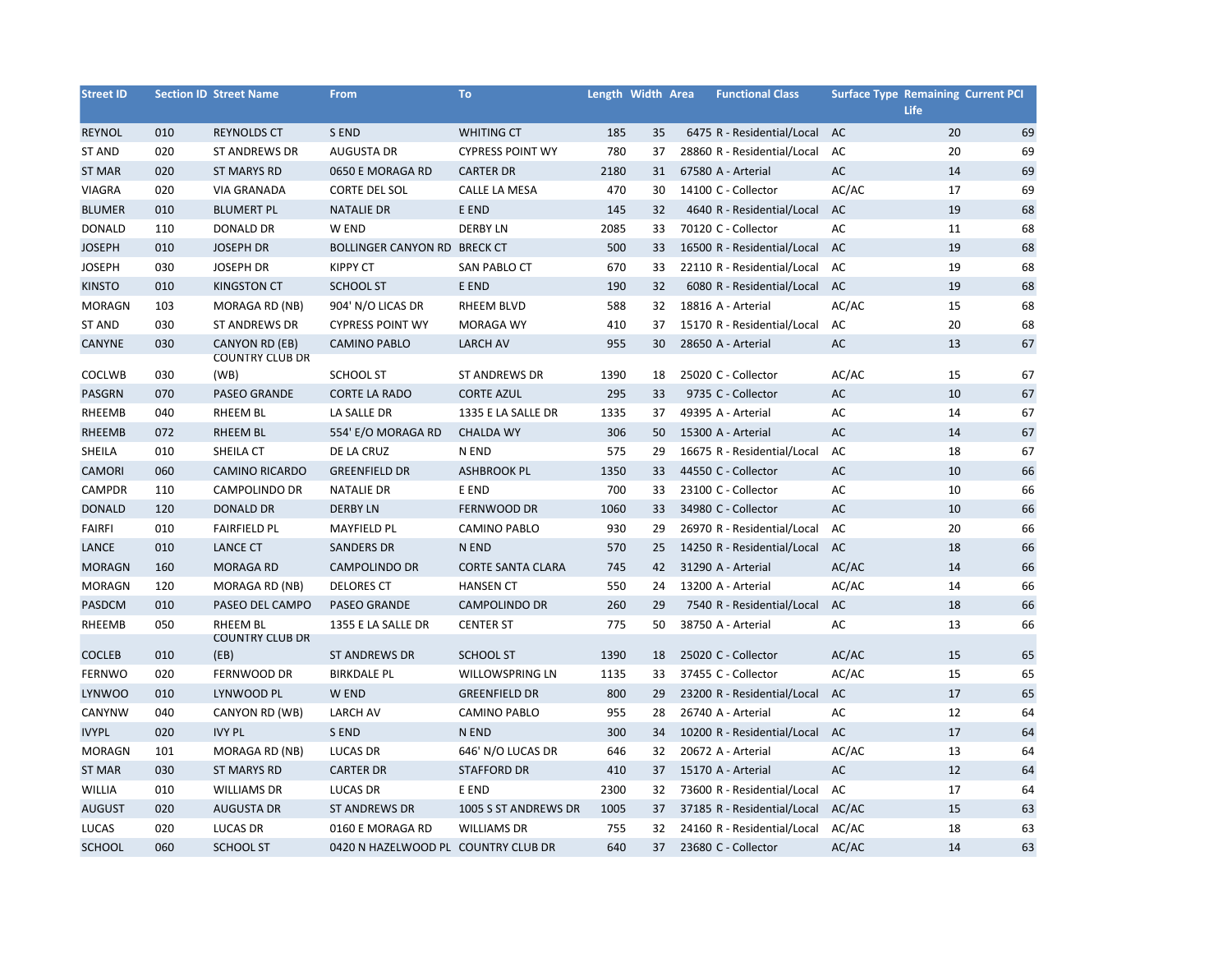| Street ID | Section ID | Street Name | From | To | Length | Width | Area | Functional Class | Surface Type | Remaining Life | Current PCI |
|---|---|---|---|---|---|---|---|---|---|---|---|
| REYNOL | 010 | REYNOLDS CT | S END | WHITING CT | 185 | 35 | 6475 | R - Residential/Local | AC | 20 | 69 |
| ST AND | 020 | ST ANDREWS DR | AUGUSTA DR | CYPRESS POINT WY | 780 | 37 | 28860 | R - Residential/Local | AC | 20 | 69 |
| ST MAR | 020 | ST MARYS RD | 0650 E MORAGA RD | CARTER DR | 2180 | 31 | 67580 | A - Arterial | AC | 14 | 69 |
| VIAGRA | 020 | VIA GRANADA | CORTE DEL SOL | CALLE LA MESA | 470 | 30 | 14100 | C - Collector | AC/AC | 17 | 69 |
| BLUMER | 010 | BLUMERT PL | NATALIE DR | E END | 145 | 32 | 4640 | R - Residential/Local | AC | 19 | 68 |
| DONALD | 110 | DONALD DR | W END | DERBY LN | 2085 | 33 | 70120 | C - Collector | AC | 11 | 68 |
| JOSEPH | 010 | JOSEPH DR | BOLLINGER CANYON RD | BRECK CT | 500 | 33 | 16500 | R - Residential/Local | AC | 19 | 68 |
| JOSEPH | 030 | JOSEPH DR | KIPPY CT | SAN PABLO CT | 670 | 33 | 22110 | R - Residential/Local | AC | 19 | 68 |
| KINSTO | 010 | KINGSTON CT | SCHOOL ST | E END | 190 | 32 | 6080 | R - Residential/Local | AC | 19 | 68 |
| MORAGN | 103 | MORAGA RD (NB) | 904' N/O LICAS DR | RHEEM BLVD | 588 | 32 | 18816 | A - Arterial | AC/AC | 15 | 68 |
| ST AND | 030 | ST ANDREWS DR | CYPRESS POINT WY | MORAGA WY | 410 | 37 | 15170 | R - Residential/Local | AC | 20 | 68 |
| CANYNE | 030 | CANYON RD (EB) | CAMINO PABLO | LARCH AV | 955 | 30 | 28650 | A - Arterial | AC | 13 | 67 |
| COCLWB | 030 | COUNTRY CLUB DR (WB) | SCHOOL ST | ST ANDREWS DR | 1390 | 18 | 25020 | C - Collector | AC/AC | 15 | 67 |
| PASGRN | 070 | PASEO GRANDE | CORTE LA RADO | CORTE AZUL | 295 | 33 | 9735 | C - Collector | AC | 10 | 67 |
| RHEEMB | 040 | RHEEM BL | LA SALLE DR | 1335 E LA SALLE DR | 1335 | 37 | 49395 | A - Arterial | AC | 14 | 67 |
| RHEEMB | 072 | RHEEM BL | 554' E/O MORAGA RD | CHALDA WY | 306 | 50 | 15300 | A - Arterial | AC | 14 | 67 |
| SHEILA | 010 | SHEILA CT | DE LA CRUZ | N END | 575 | 29 | 16675 | R - Residential/Local | AC | 18 | 67 |
| CAMORI | 060 | CAMINO RICARDO | GREENFIELD DR | ASHBROOK PL | 1350 | 33 | 44550 | C - Collector | AC | 10 | 66 |
| CAMPDR | 110 | CAMPOLINDO DR | NATALIE DR | E END | 700 | 33 | 23100 | C - Collector | AC | 10 | 66 |
| DONALD | 120 | DONALD DR | DERBY LN | FERNWOOD DR | 1060 | 33 | 34980 | C - Collector | AC | 10 | 66 |
| FAIRFI | 010 | FAIRFIELD PL | MAYFIELD PL | CAMINO PABLO | 930 | 29 | 26970 | R - Residential/Local | AC | 20 | 66 |
| LANCE | 010 | LANCE CT | SANDERS DR | N END | 570 | 25 | 14250 | R - Residential/Local | AC | 18 | 66 |
| MORAGN | 160 | MORAGA RD | CAMPOLINDO DR | CORTE SANTA CLARA | 745 | 42 | 31290 | A - Arterial | AC/AC | 14 | 66 |
| MORAGN | 120 | MORAGA RD (NB) | DELORES CT | HANSEN CT | 550 | 24 | 13200 | A - Arterial | AC/AC | 14 | 66 |
| PASDCM | 010 | PASEO DEL CAMPO | PASEO GRANDE | CAMPOLINDO DR | 260 | 29 | 7540 | R - Residential/Local | AC | 18 | 66 |
| RHEEMB | 050 | RHEEM BL | 1355 E LA SALLE DR | CENTER ST | 775 | 50 | 38750 | A - Arterial | AC | 13 | 66 |
| COCLEB | 010 | COUNTRY CLUB DR (EB) | ST ANDREWS DR | SCHOOL ST | 1390 | 18 | 25020 | C - Collector | AC/AC | 15 | 65 |
| FERNWO | 020 | FERNWOOD DR | BIRKDALE PL | WILLOWSPRING LN | 1135 | 33 | 37455 | C - Collector | AC/AC | 15 | 65 |
| LYNWOO | 010 | LYNWOOD PL | W END | GREENFIELD DR | 800 | 29 | 23200 | R - Residential/Local | AC | 17 | 65 |
| CANYNW | 040 | CANYON RD (WB) | LARCH AV | CAMINO PABLO | 955 | 28 | 26740 | A - Arterial | AC | 12 | 64 |
| IVYPL | 020 | IVY PL | S END | N END | 300 | 34 | 10200 | R - Residential/Local | AC | 17 | 64 |
| MORAGN | 101 | MORAGA RD (NB) | LUCAS DR | 646' N/O LUCAS DR | 646 | 32 | 20672 | A - Arterial | AC/AC | 13 | 64 |
| ST MAR | 030 | ST MARYS RD | CARTER DR | STAFFORD DR | 410 | 37 | 15170 | A - Arterial | AC | 12 | 64 |
| WILLIA | 010 | WILLIAMS DR | LUCAS DR | E END | 2300 | 32 | 73600 | R - Residential/Local | AC | 17 | 64 |
| AUGUST | 020 | AUGUSTA DR | ST ANDREWS DR | 1005 S ST ANDREWS DR | 1005 | 37 | 37185 | R - Residential/Local | AC/AC | 15 | 63 |
| LUCAS | 020 | LUCAS DR | 0160 E MORAGA RD | WILLIAMS DR | 755 | 32 | 24160 | R - Residential/Local | AC/AC | 18 | 63 |
| SCHOOL | 060 | SCHOOL ST | 0420 N HAZELWOOD PL | COUNTRY CLUB DR | 640 | 37 | 23680 | C - Collector | AC/AC | 14 | 63 |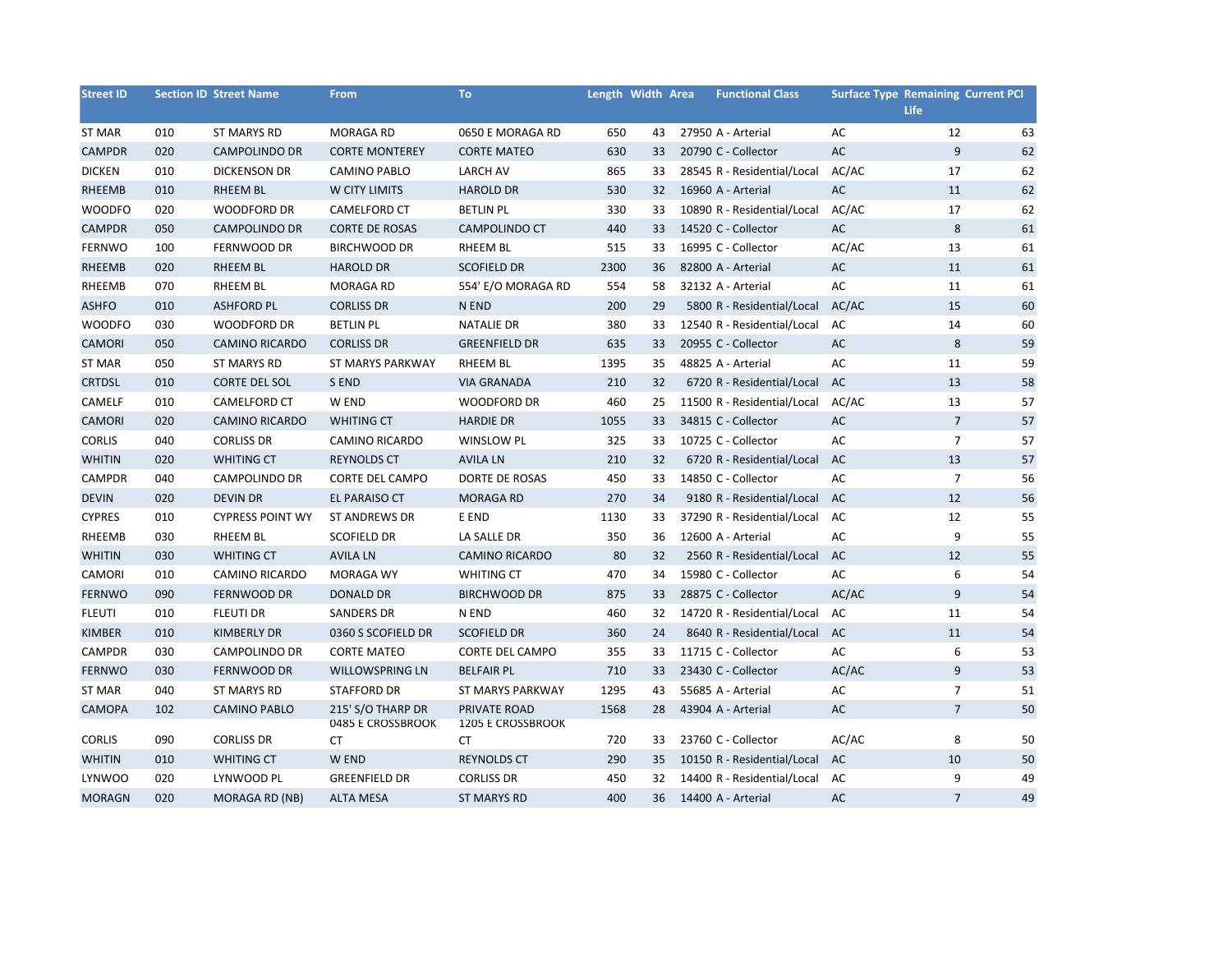| Street ID | Section ID | Street Name | From | To | Length | Width | Area | Functional Class | Surface Type | Remaining Life | Current PCI |
|---|---|---|---|---|---|---|---|---|---|---|---|
| ST MAR | 010 | ST MARYS RD | MORAGA RD | 0650 E MORAGA RD | 650 | 43 | 27950 | A - Arterial | AC | 12 | 63 |
| CAMPDR | 020 | CAMPOLINDO DR | CORTE MONTEREY | CORTE MATEO | 630 | 33 | 20790 | C - Collector | AC | 9 | 62 |
| DICKEN | 010 | DICKENSON DR | CAMINO PABLO | LARCH AV | 865 | 33 | 28545 | R - Residential/Local | AC/AC | 17 | 62 |
| RHEEMB | 010 | RHEEM BL | W CITY LIMITS | HAROLD DR | 530 | 32 | 16960 | A - Arterial | AC | 11 | 62 |
| WOODFO | 020 | WOODFORD DR | CAMELFORD CT | BETLIN PL | 330 | 33 | 10890 | R - Residential/Local | AC/AC | 17 | 62 |
| CAMPDR | 050 | CAMPOLINDO DR | CORTE DE ROSAS | CAMPOLINDO CT | 440 | 33 | 14520 | C - Collector | AC | 8 | 61 |
| FERNWO | 100 | FERNWOOD DR | BIRCHWOOD DR | RHEEM BL | 515 | 33 | 16995 | C - Collector | AC/AC | 13 | 61 |
| RHEEMB | 020 | RHEEM BL | HAROLD DR | SCOFIELD DR | 2300 | 36 | 82800 | A - Arterial | AC | 11 | 61 |
| RHEEMB | 070 | RHEEM BL | MORAGA RD | 554' E/O MORAGA RD | 554 | 58 | 32132 | A - Arterial | AC | 11 | 61 |
| ASHFO | 010 | ASHFORD PL | CORLISS DR | N END | 200 | 29 | 5800 | R - Residential/Local | AC/AC | 15 | 60 |
| WOODFO | 030 | WOODFORD DR | BETLIN PL | NATALIE DR | 380 | 33 | 12540 | R - Residential/Local | AC | 14 | 60 |
| CAMORI | 050 | CAMINO RICARDO | CORLISS DR | GREENFIELD DR | 635 | 33 | 20955 | C - Collector | AC | 8 | 59 |
| ST MAR | 050 | ST MARYS RD | ST MARYS PARKWAY | RHEEM BL | 1395 | 35 | 48825 | A - Arterial | AC | 11 | 59 |
| CRTDSL | 010 | CORTE DEL SOL | S END | VIA GRANADA | 210 | 32 | 6720 | R - Residential/Local | AC | 13 | 58 |
| CAMELF | 010 | CAMELFORD CT | W END | WOODFORD DR | 460 | 25 | 11500 | R - Residential/Local | AC/AC | 13 | 57 |
| CAMORI | 020 | CAMINO RICARDO | WHITING CT | HARDIE DR | 1055 | 33 | 34815 | C - Collector | AC | 7 | 57 |
| CORLIS | 040 | CORLISS DR | CAMINO RICARDO | WINSLOW PL | 325 | 33 | 10725 | C - Collector | AC | 7 | 57 |
| WHITIN | 020 | WHITING CT | REYNOLDS CT | AVILA LN | 210 | 32 | 6720 | R - Residential/Local | AC | 13 | 57 |
| CAMPDR | 040 | CAMPOLINDO DR | CORTE DEL CAMPO | DORTE DE ROSAS | 450 | 33 | 14850 | C - Collector | AC | 7 | 56 |
| DEVIN | 020 | DEVIN DR | EL PARAISO CT | MORAGA RD | 270 | 34 | 9180 | R - Residential/Local | AC | 12 | 56 |
| CYPRES | 010 | CYPRESS POINT WY | ST ANDREWS DR | E END | 1130 | 33 | 37290 | R - Residential/Local | AC | 12 | 55 |
| RHEEMB | 030 | RHEEM BL | SCOFIELD DR | LA SALLE DR | 350 | 36 | 12600 | A - Arterial | AC | 9 | 55 |
| WHITIN | 030 | WHITING CT | AVILA LN | CAMINO RICARDO | 80 | 32 | 2560 | R - Residential/Local | AC | 12 | 55 |
| CAMORI | 010 | CAMINO RICARDO | MORAGA WY | WHITING CT | 470 | 34 | 15980 | C - Collector | AC | 6 | 54 |
| FERNWO | 090 | FERNWOOD DR | DONALD DR | BIRCHWOOD DR | 875 | 33 | 28875 | C - Collector | AC/AC | 9 | 54 |
| FLEUTI | 010 | FLEUTI DR | SANDERS DR | N END | 460 | 32 | 14720 | R - Residential/Local | AC | 11 | 54 |
| KIMBER | 010 | KIMBERLY DR | 0360 S SCOFIELD DR | SCOFIELD DR | 360 | 24 | 8640 | R - Residential/Local | AC | 11 | 54 |
| CAMPDR | 030 | CAMPOLINDO DR | CORTE MATEO | CORTE DEL CAMPO | 355 | 33 | 11715 | C - Collector | AC | 6 | 53 |
| FERNWO | 030 | FERNWOOD DR | WILLOWSPRING LN | BELFAIR PL | 710 | 33 | 23430 | C - Collector | AC/AC | 9 | 53 |
| ST MAR | 040 | ST MARYS RD | STAFFORD DR | ST MARYS PARKWAY | 1295 | 43 | 55685 | A - Arterial | AC | 7 | 51 |
| CAMOPA | 102 | CAMINO PABLO | 215' S/O THARP DR | PRIVATE ROAD | 1568 | 28 | 43904 | A - Arterial | AC | 7 | 50 |
| CORLIS | 090 | CORLISS DR | 0485 E CROSSBROOK CT | 1205 E CROSSBROOK CT | 720 | 33 | 23760 | C - Collector | AC/AC | 8 | 50 |
| WHITIN | 010 | WHITING CT | W END | REYNOLDS CT | 290 | 35 | 10150 | R - Residential/Local | AC | 10 | 50 |
| LYNWOO | 020 | LYNWOOD PL | GREENFIELD DR | CORLISS DR | 450 | 32 | 14400 | R - Residential/Local | AC | 9 | 49 |
| MORAGN | 020 | MORAGA RD (NB) | ALTA MESA | ST MARYS RD | 400 | 36 | 14400 | A - Arterial | AC | 7 | 49 |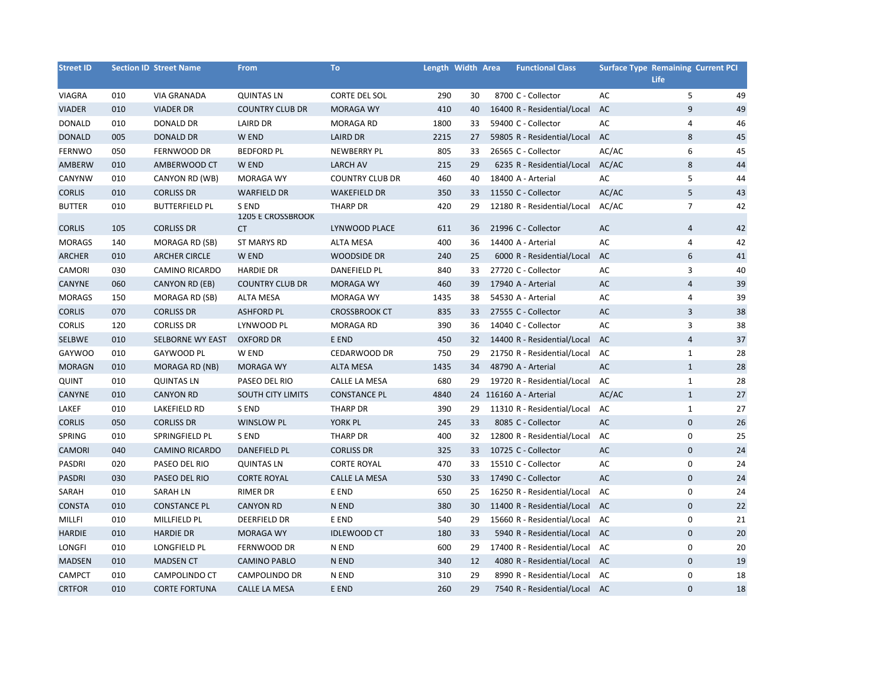| Street ID | Section ID | Street Name | From | To | Length | Width | Area | Functional Class | Surface Type | Remaining Life | Current PCI |
|---|---|---|---|---|---|---|---|---|---|---|---|
| VIAGRA | 010 | VIA GRANADA | QUINTAS LN | CORTE DEL SOL | 290 | 30 | 8700 | C - Collector | AC | 5 | 49 |
| VIADER | 010 | VIADER DR | COUNTRY CLUB DR | MORAGA WY | 410 | 40 | 16400 | R - Residential/Local | AC | 9 | 49 |
| DONALD | 010 | DONALD DR | LAIRD DR | MORAGA RD | 1800 | 33 | 59400 | C - Collector | AC | 4 | 46 |
| DONALD | 005 | DONALD DR | W END | LAIRD DR | 2215 | 27 | 59805 | R - Residential/Local | AC | 8 | 45 |
| FERNWO | 050 | FERNWOOD DR | BEDFORD PL | NEWBERRY PL | 805 | 33 | 26565 | C - Collector | AC/AC | 6 | 45 |
| AMBERW | 010 | AMBERWOOD CT | W END | LARCH AV | 215 | 29 | 6235 | R - Residential/Local | AC/AC | 8 | 44 |
| CANYNW | 010 | CANYON RD (WB) | MORAGA WY | COUNTRY CLUB DR | 460 | 40 | 18400 | A - Arterial | AC | 5 | 44 |
| CORLIS | 010 | CORLISS DR | WARFIELD DR | WAKEFIELD DR | 350 | 33 | 11550 | C - Collector | AC/AC | 5 | 43 |
| BUTTER | 010 | BUTTERFIELD PL | S END | THARP DR | 420 | 29 | 12180 | R - Residential/Local | AC/AC | 7 | 42 |
| CORLIS | 105 | CORLISS DR | 1205 E CROSSBROOK CT | LYNWOOD PLACE | 611 | 36 | 21996 | C - Collector | AC | 4 | 42 |
| MORAGS | 140 | MORAGA RD (SB) | ST MARYS RD | ALTA MESA | 400 | 36 | 14400 | A - Arterial | AC | 4 | 42 |
| ARCHER | 010 | ARCHER CIRCLE | W END | WOODSIDE DR | 240 | 25 | 6000 | R - Residential/Local | AC | 6 | 41 |
| CAMORI | 030 | CAMINO RICARDO | HARDIE DR | DANEFIELD PL | 840 | 33 | 27720 | C - Collector | AC | 3 | 40 |
| CANYNE | 060 | CANYON RD (EB) | COUNTRY CLUB DR | MORAGA WY | 460 | 39 | 17940 | A - Arterial | AC | 4 | 39 |
| MORAGS | 150 | MORAGA RD (SB) | ALTA MESA | MORAGA WY | 1435 | 38 | 54530 | A - Arterial | AC | 4 | 39 |
| CORLIS | 070 | CORLISS DR | ASHFORD PL | CROSSBROOK CT | 835 | 33 | 27555 | C - Collector | AC | 3 | 38 |
| CORLIS | 120 | CORLISS DR | LYNWOOD PL | MORAGA RD | 390 | 36 | 14040 | C - Collector | AC | 3 | 38 |
| SELBWE | 010 | SELBORNE WY EAST | OXFORD DR | E END | 450 | 32 | 14400 | R - Residential/Local | AC | 4 | 37 |
| GAYWOO | 010 | GAYWOOD PL | W END | CEDARWOOD DR | 750 | 29 | 21750 | R - Residential/Local | AC | 1 | 28 |
| MORAGN | 010 | MORAGA RD (NB) | MORAGA WY | ALTA MESA | 1435 | 34 | 48790 | A - Arterial | AC | 1 | 28 |
| QUINT | 010 | QUINTAS LN | PASEO DEL RIO | CALLE LA MESA | 680 | 29 | 19720 | R - Residential/Local | AC | 1 | 28 |
| CANYNE | 010 | CANYON RD | SOUTH CITY LIMITS | CONSTANCE PL | 4840 | 24 | 116160 | A - Arterial | AC/AC | 1 | 27 |
| LAKEF | 010 | LAKEFIELD RD | S END | THARP DR | 390 | 29 | 11310 | R - Residential/Local | AC | 1 | 27 |
| CORLIS | 050 | CORLISS DR | WINSLOW PL | YORK PL | 245 | 33 | 8085 | C - Collector | AC | 0 | 26 |
| SPRING | 010 | SPRINGFIELD PL | S END | THARP DR | 400 | 32 | 12800 | R - Residential/Local | AC | 0 | 25 |
| CAMORI | 040 | CAMINO RICARDO | DANEFIELD PL | CORLISS DR | 325 | 33 | 10725 | C - Collector | AC | 0 | 24 |
| PASDRI | 020 | PASEO DEL RIO | QUINTAS LN | CORTE ROYAL | 470 | 33 | 15510 | C - Collector | AC | 0 | 24 |
| PASDRI | 030 | PASEO DEL RIO | CORTE ROYAL | CALLE LA MESA | 530 | 33 | 17490 | C - Collector | AC | 0 | 24 |
| SARAH | 010 | SARAH LN | RIMER DR | E END | 650 | 25 | 16250 | R - Residential/Local | AC | 0 | 24 |
| CONSTA | 010 | CONSTANCE PL | CANYON RD | N END | 380 | 30 | 11400 | R - Residential/Local | AC | 0 | 22 |
| MILLFI | 010 | MILLFIELD PL | DEERFIELD DR | E END | 540 | 29 | 15660 | R - Residential/Local | AC | 0 | 21 |
| HARDIE | 010 | HARDIE DR | MORAGA WY | IDLEWOOD CT | 180 | 33 | 5940 | R - Residential/Local | AC | 0 | 20 |
| LONGFI | 010 | LONGFIELD PL | FERNWOOD DR | N END | 600 | 29 | 17400 | R - Residential/Local | AC | 0 | 20 |
| MADSEN | 010 | MADSEN CT | CAMINO PABLO | N END | 340 | 12 | 4080 | R - Residential/Local | AC | 0 | 19 |
| CAMPCT | 010 | CAMPOLINDO CT | CAMPOLINDO DR | N END | 310 | 29 | 8990 | R - Residential/Local | AC | 0 | 18 |
| CRTFOR | 010 | CORTE FORTUNA | CALLE LA MESA | E END | 260 | 29 | 7540 | R - Residential/Local | AC | 0 | 18 |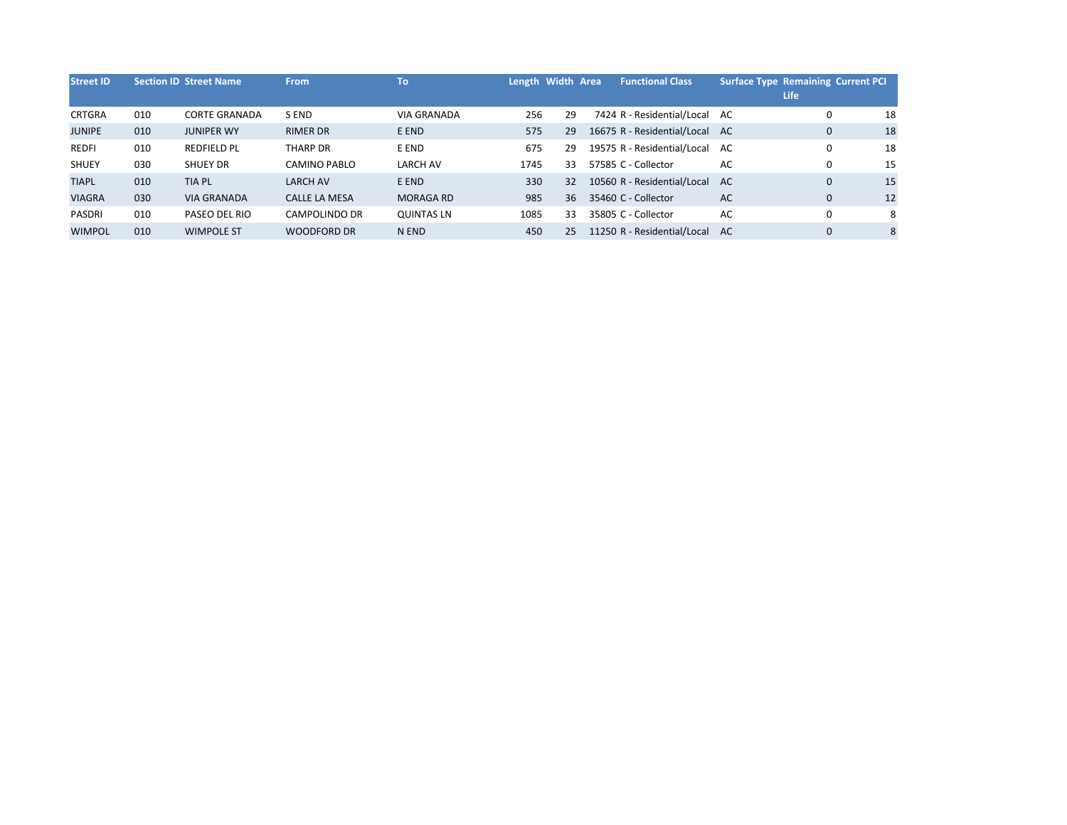| Street ID | Section ID | Street Name | From | To | Length | Width | Area | Functional Class | Surface Type | Remaining Life | Current PCI |
|---|---|---|---|---|---|---|---|---|---|---|---|
| CRTGRA | 010 | CORTE GRANADA | S END | VIA GRANADA | 256 | 29 | 7424 | R - Residential/Local | AC | 0 | 18 |
| JUNIPE | 010 | JUNIPER WY | RIMER DR | E END | 575 | 29 | 16675 | R - Residential/Local | AC | 0 | 18 |
| REDFI | 010 | REDFIELD PL | THARP DR | E END | 675 | 29 | 19575 | R - Residential/Local | AC | 0 | 18 |
| SHUEY | 030 | SHUEY DR | CAMINO PABLO | LARCH AV | 1745 | 33 | 57585 | C - Collector | AC | 0 | 15 |
| TIAPL | 010 | TIA PL | LARCH AV | E END | 330 | 32 | 10560 | R - Residential/Local | AC | 0 | 15 |
| VIAGRA | 030 | VIA GRANADA | CALLE LA MESA | MORAGA RD | 985 | 36 | 35460 | C - Collector | AC | 0 | 12 |
| PASDRI | 010 | PASEO DEL RIO | CAMPOLINDO DR | QUINTAS LN | 1085 | 33 | 35805 | C - Collector | AC | 0 | 8 |
| WIMPOL | 010 | WIMPOLE ST | WOODFORD DR | N END | 450 | 25 | 11250 | R - Residential/Local | AC | 0 | 8 |